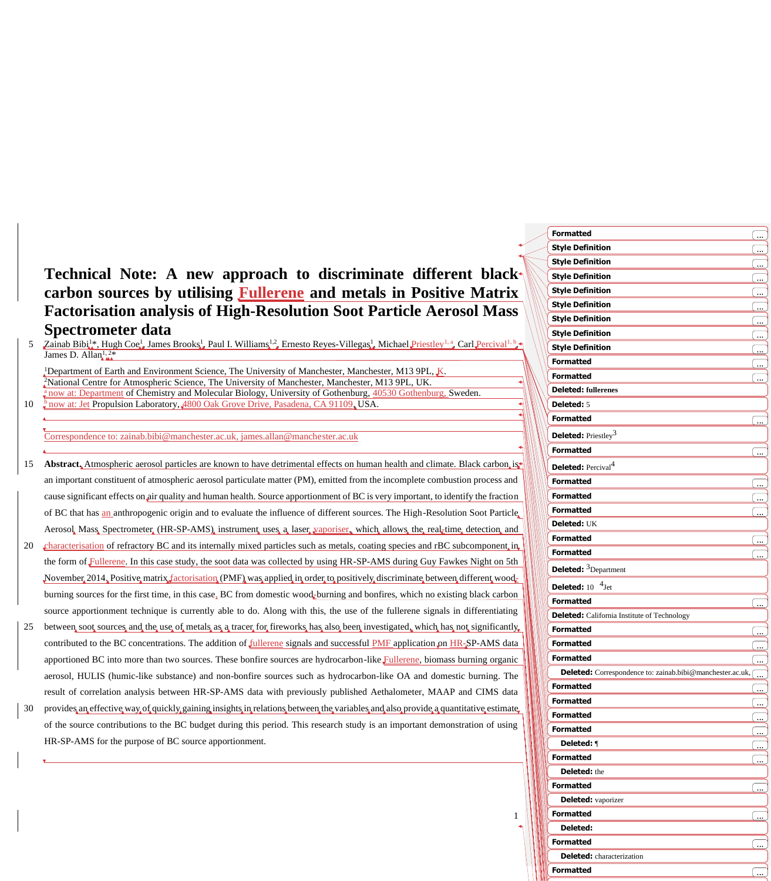# Technical Note: A new approach to discriminate different black carbon sources by utilising Fullerene and metals in Positive Matrix Factorisation analysis of High-Resolution Soot Particle Aerosol Mass Spectrometer data

Zainab Bibi[1]*, Hugh Coe[1], James Brooks[1], Paul I. Williams[1,2], Ernesto Reyes-Villegas[1], Michael Priestley[1, a], Carl Percival[1, b], James D. Allan[1, 2]*

[1]Department of Earth and Environment Science, The University of Manchester, Manchester, M13 9PL, K.

[2]National Centre for Atmospheric Science, The University of Manchester, Manchester, M13 9PL, UK.

[a] now at: Department of Chemistry and Molecular Biology, University of Gothenburg, 40530 Gothenburg, Sweden.

[b] now at: Jet Propulsion Laboratory, 4800 Oak Grove Drive, Pasadena, CA 91109, USA.

Correspondence to: zainab.bibi@manchester.ac.uk, james.allan@manchester.ac.uk

**Abstract.** Atmospheric aerosol particles are known to have detrimental effects on human health and climate. Black carbon is an important constituent of atmospheric aerosol particulate matter (PM), emitted from the incomplete combustion process and cause significant effects on air quality and human health. Source apportionment of BC is very important, to identify the fraction of BC that has an anthropogenic origin and to evaluate the influence of different sources. The High-Resolution Soot Particle Aerosol Mass Spectrometer (HR-SP-AMS) instrument uses a laser vaporiser, which allows the real-time detection and characterisation of refractory BC and its internally mixed particles such as metals, coating species and rBC subcomponent in the form of Fullerene. In this case study, the soot data was collected by using HR-SP-AMS during Guy Fawkes Night on 5th November 2014. Positive matrix factorisation (PMF) was applied in order to positively discriminate between different wood-burning sources for the first time, in this case, BC from domestic wood-burning and bonfires, which no existing black carbon source apportionment technique is currently able to do. Along with this, the use of the fullerene signals in differentiating between soot sources and the use of metals as a tracer for fireworks has also been investigated, which has not significantly contributed to the BC concentrations. The addition of fullerene signals and successful PMF application on HR-SP-AMS data apportioned BC into more than two sources. These bonfire sources are hydrocarbon-like Fullerene, biomass burning organic aerosol, HULIS (humic-like substance) and non-bonfire sources such as hydrocarbon-like OA and domestic burning. The result of correlation analysis between HR-SP-AMS data with previously published Aethalometer, MAAP and CIMS data provides an effective way of quickly gaining insights in relations between the variables and also provide a quantitative estimate of the source contributions to the BC budget during this period. This research study is an important demonstration of using HR-SP-AMS for the purpose of BC source apportionment.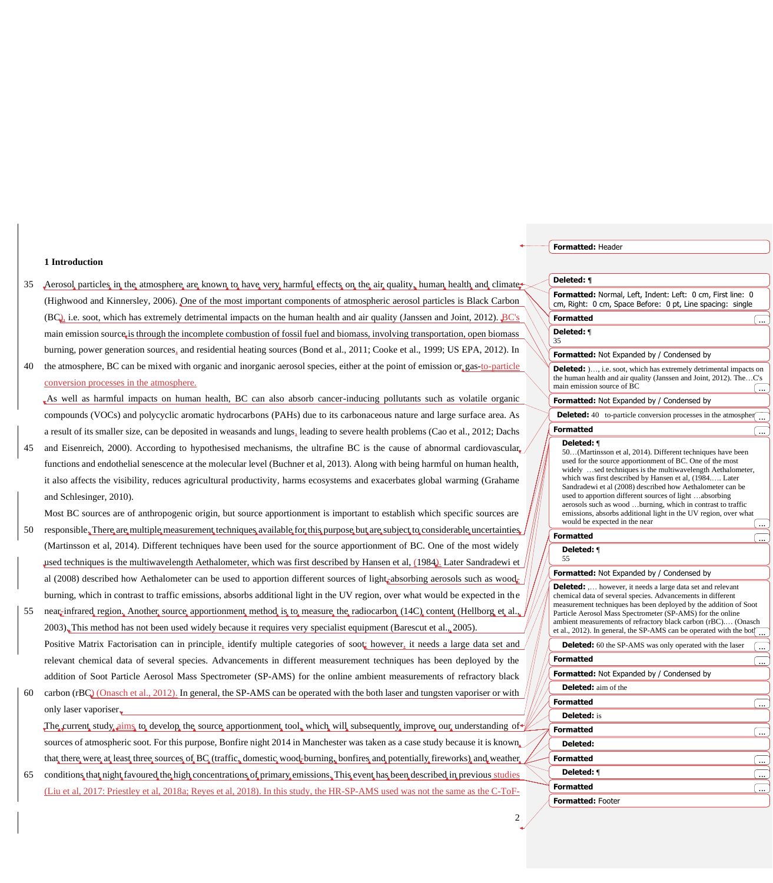## 1 Introduction

Aerosol particles in the atmosphere are known to have very harmful effects on the air quality, human health and climate (Highwood and Kinnersley, 2006). One of the most important components of atmospheric aerosol particles is Black Carbon (BC), i.e. soot, which has extremely detrimental impacts on the human health and air quality (Janssen and Joint, 2012). BC's main emission source is through the incomplete combustion of fossil fuel and biomass, involving transportation, open biomass burning, power generation sources, and residential heating sources (Bond et al., 2011; Cooke et al., 1999; US EPA, 2012). In the atmosphere, BC can be mixed with organic and inorganic aerosol species, either at the point of emission or gas-to-particle conversion processes in the atmosphere.

As well as harmful impacts on human health, BC can also absorb cancer-inducing pollutants such as volatile organic compounds (VOCs) and polycyclic aromatic hydrocarbons (PAHs) due to its carbonaceous nature and large surface area. As a result of its smaller size, can be deposited in weasands and lungs, leading to severe health problems (Cao et al., 2012; Dachs and Eisenreich, 2000). According to hypothesised mechanisms, the ultrafine BC is the cause of abnormal cardiovascular functions and endothelial senescence at the molecular level (Buchner et al, 2013). Along with being harmful on human health, it also affects the visibility, reduces agricultural productivity, harms ecosystems and exacerbates global warming (Grahame and Schlesinger, 2010).

Most BC sources are of anthropogenic origin, but source apportionment is important to establish which specific sources are responsible. There are multiple measurement techniques available for this purpose but are subject to considerable uncertainties (Martinsson et al, 2014). Different techniques have been used for the source apportionment of BC. One of the most widely used techniques is the multiwavelength Aethalometer, which was first described by Hansen et al, (1984). Later Sandradewi et al (2008) described how Aethalometer can be used to apportion different sources of light-absorbing aerosols such as wood-burning, which in contrast to traffic emissions, absorbs additional light in the UV region, over what would be expected in the near-infrared region. Another source apportionment method is to measure the radiocarbon (14C) content (Hellborg et al., 2003). This method has not been used widely because it requires very specialist equipment (Barescut et al., 2005).

Positive Matrix Factorisation can in principle, identify multiple categories of soot; however, it needs a large data set and relevant chemical data of several species. Advancements in different measurement techniques has been deployed by the addition of Soot Particle Aerosol Mass Spectrometer (SP-AMS) for the online ambient measurements of refractory black carbon (rBC) (Onasch et al., 2012). In general, the SP-AMS can be operated with the both laser and tungsten vaporiser or with only laser vaporiser.

The current study aims to develop the source apportionment tool, which will subsequently improve our understanding of sources of atmospheric soot. For this purpose, Bonfire night 2014 in Manchester was taken as a case study because it is known that there were at least three sources of BC (traffic, domestic wood-burning, bonfires and potentially fireworks) and weather conditions that night favoured the high concentrations of primary emissions. This event has been described in previous studies (Liu et al, 2017: Priestley et al, 2018a; Reyes et al, 2018). In this study, the HR-SP-AMS used was not the same as the C-ToF-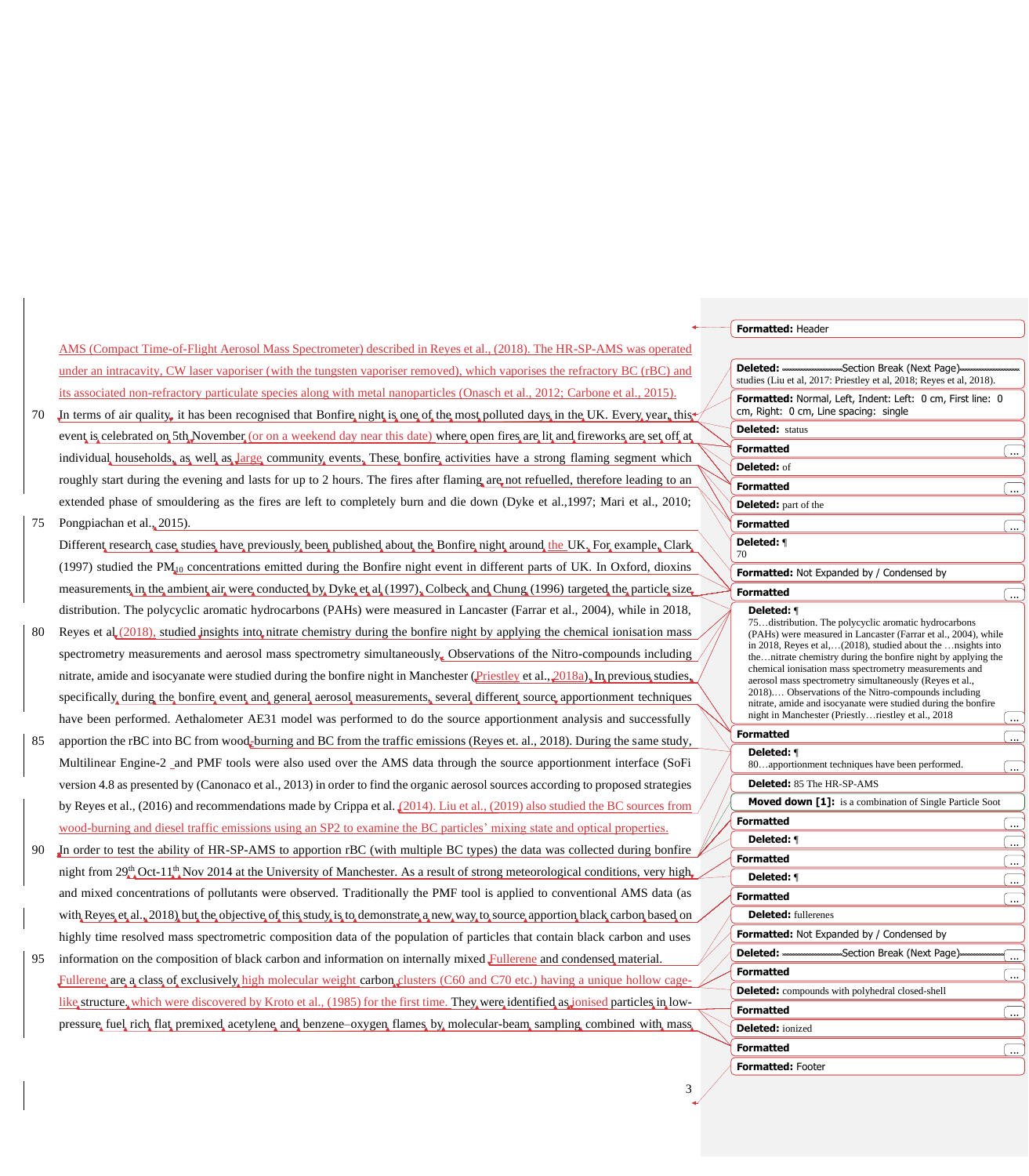AMS (Compact Time-of-Flight Aerosol Mass Spectrometer) described in Reyes et al., (2018). The HR-SP-AMS was operated under an intracavity, CW laser vaporiser (with the tungsten vaporiser removed), which vaporises the refractory BC (rBC) and its associated non-refractory particulate species along with metal nanoparticles (Onasch et al., 2012; Carbone et al., 2015).

In terms of air quality, it has been recognised that Bonfire night is one of the most polluted days in the UK. Every year, this event is celebrated on 5th November (or on a weekend day near this date) where open fires are lit and fireworks are set off at individual households, as well as large community events. These bonfire activities have a strong flaming segment which roughly start during the evening and lasts for up to 2 hours. The fires after flaming are not refuelled, therefore leading to an extended phase of smouldering as the fires are left to completely burn and die down (Dyke et al.,1997; Mari et al., 2010; Pongpiachan et al., 2015).

Different research case studies have previously been published about the Bonfire night around the UK. For example, Clark (1997) studied the $PM_{10}$ concentrations emitted during the Bonfire night event in different parts of UK. In Oxford, dioxins measurements in the ambient air were conducted by Dyke et al (1997). Colbeck and Chung (1996) targeted the particle size distribution. The polycyclic aromatic hydrocarbons (PAHs) were measured in Lancaster (Farrar et al., 2004), while in 2018, Reyes et al (2018), studied insights into nitrate chemistry during the bonfire night by applying the chemical ionisation mass spectrometry measurements and aerosol mass spectrometry simultaneously. Observations of the Nitro-compounds including nitrate, amide and isocyanate were studied during the bonfire night in Manchester (Priestley et al., 2018a). In previous studies, specifically during the bonfire event and general aerosol measurements, several different source apportionment techniques have been performed. Aethalometer AE31 model was performed to do the source apportionment analysis and successfully apportion the rBC into BC from wood-burning and BC from the traffic emissions (Reyes et. al., 2018). During the same study, Multilinear Engine-2 and PMF tools were also used over the AMS data through the source apportionment interface (SoFi version 4.8 as presented by (Canonaco et al., 2013) in order to find the organic aerosol sources according to proposed strategies by Reyes et al., (2016) and recommendations made by Crippa et al. (2014). Liu et al., (2019) also studied the BC sources from wood-burning and diesel traffic emissions using an SP2 to examine the BC particles' mixing state and optical properties.

In order to test the ability of HR-SP-AMS to apportion rBC (with multiple BC types) the data was collected during bonfire night from 29th Oct-11th Nov 2014 at the University of Manchester. As a result of strong meteorological conditions, very high and mixed concentrations of pollutants were observed. Traditionally the PMF tool is applied to conventional AMS data (as with Reyes et al., 2018) but the objective of this study is to demonstrate a new way to source apportion black carbon based on highly time resolved mass spectrometric composition data of the population of particles that contain black carbon and uses information on the composition of black carbon and information on internally mixed Fullerene and condensed material.

Fullerene are a class of exclusively high molecular weight carbon clusters (C60 and C70 etc.) having a unique hollow cage-like structure, which were discovered by Kroto et al., (1985) for the first time. They were identified as ionised particles in low-pressure fuel rich flat premixed acetylene and benzene–oxygen flames by molecular-beam sampling combined with mass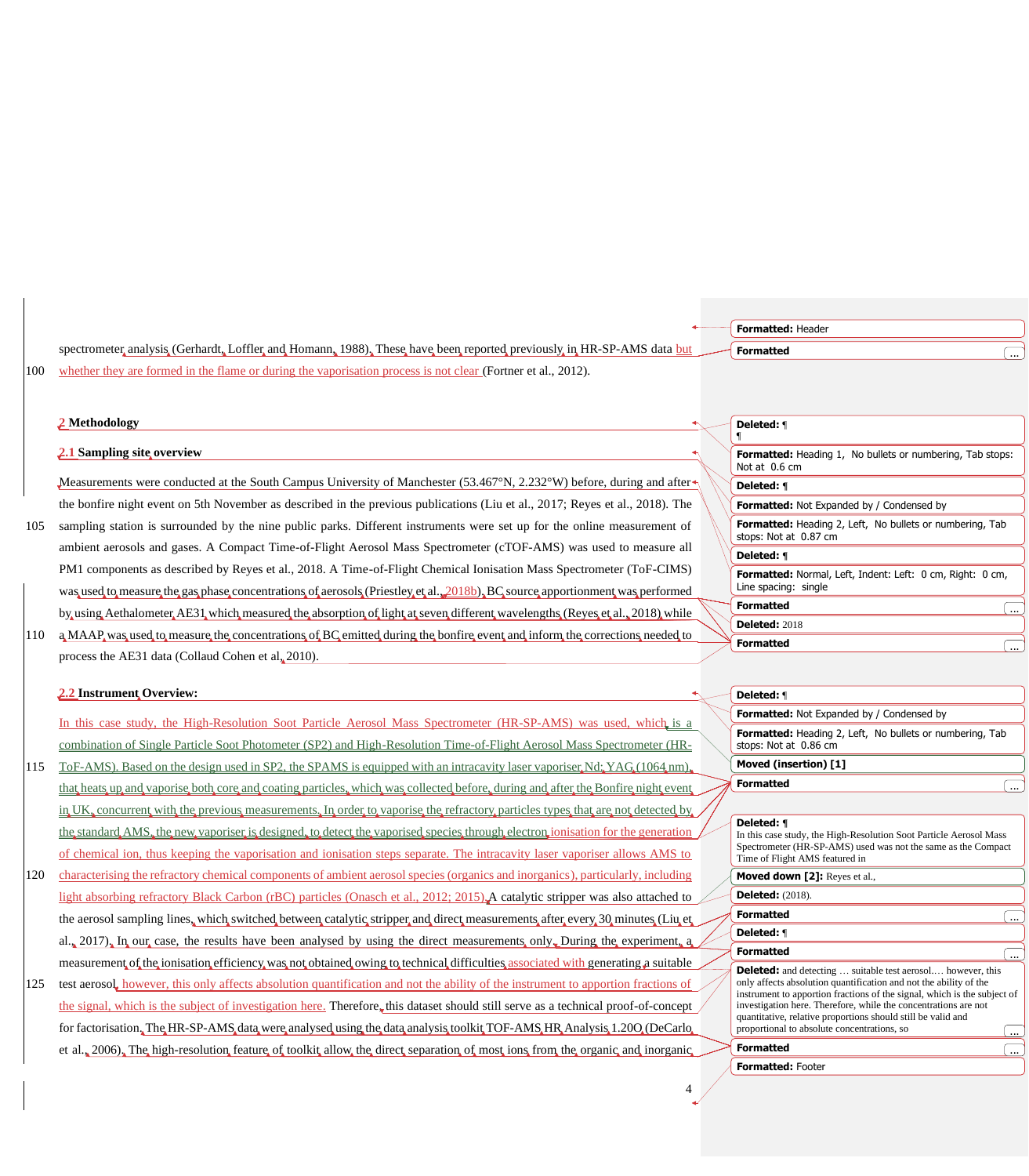spectrometer analysis (Gerhardt, Loffler and Homann, 1988). These have been reported previously in HR-SP-AMS data but whether they are formed in the flame or during the vaporisation process is not clear (Fortner et al., 2012).

# 2 Methodology

## 2.1 Sampling site overview

Measurements were conducted at the South Campus University of Manchester (53.467°N, 2.232°W) before, during and after the bonfire night event on 5th November as described in the previous publications (Liu et al., 2017; Reyes et al., 2018). The sampling station is surrounded by the nine public parks. Different instruments were set up for the online measurement of ambient aerosols and gases. A Compact Time-of-Flight Aerosol Mass Spectrometer (cTOF-AMS) was used to measure all PM1 components as described by Reyes et al., 2018. A Time-of-Flight Chemical Ionisation Mass Spectrometer (ToF-CIMS) was used to measure the gas phase concentrations of aerosols (Priestley et al., 2018b). BC source apportionment was performed by using Aethalometer AE31 which measured the absorption of light at seven different wavelengths (Reyes et al., 2018) while a MAAP was used to measure the concentrations of BC emitted during the bonfire event and inform the corrections needed to process the AE31 data (Collaud Cohen et al, 2010).

## 2.2 Instrument Overview:

In this case study, the High-Resolution Soot Particle Aerosol Mass Spectrometer (HR-SP-AMS) was used, which is a combination of Single Particle Soot Photometer (SP2) and High-Resolution Time-of-Flight Aerosol Mass Spectrometer (HR-ToF-AMS). Based on the design used in SP2, the SPAMS is equipped with an intracavity laser vaporiser Nd: YAG (1064 nm), that heats up and vaporise both core and coating particles, which was collected before, during and after the Bonfire night event in UK, concurrent with the previous measurements. In order to vaporise the refractory particles types that are not detected by the standard AMS, the new vaporiser is designed, to detect the vaporised species through electron ionisation for the generation of chemical ion, thus keeping the vaporisation and ionisation steps separate. The intracavity laser vaporiser allows AMS to characterising the refractory chemical components of ambient aerosol species (organics and inorganics), particularly, including light absorbing refractory Black Carbon (rBC) particles (Onasch et al., 2012; 2015). A catalytic stripper was also attached to the aerosol sampling lines, which switched between catalytic stripper and direct measurements after every 30 minutes (Liu et al., 2017). In our case, the results have been analysed by using the direct measurements only. During the experiment, a measurement of the ionisation efficiency was not obtained owing to technical difficulties associated with generating a suitable test aerosol, however, this only affects absolution quantification and not the ability of the instrument to apportion fractions of the signal, which is the subject of investigation here. Therefore, this dataset should still serve as a technical proof-of-concept for factorisation. The HR-SP-AMS data were analysed using the data analysis toolkit TOF-AMS HR Analysis 1.20O (DeCarlo et al., 2006). The high-resolution feature of toolkit allow the direct separation of most ions from the organic and inorganic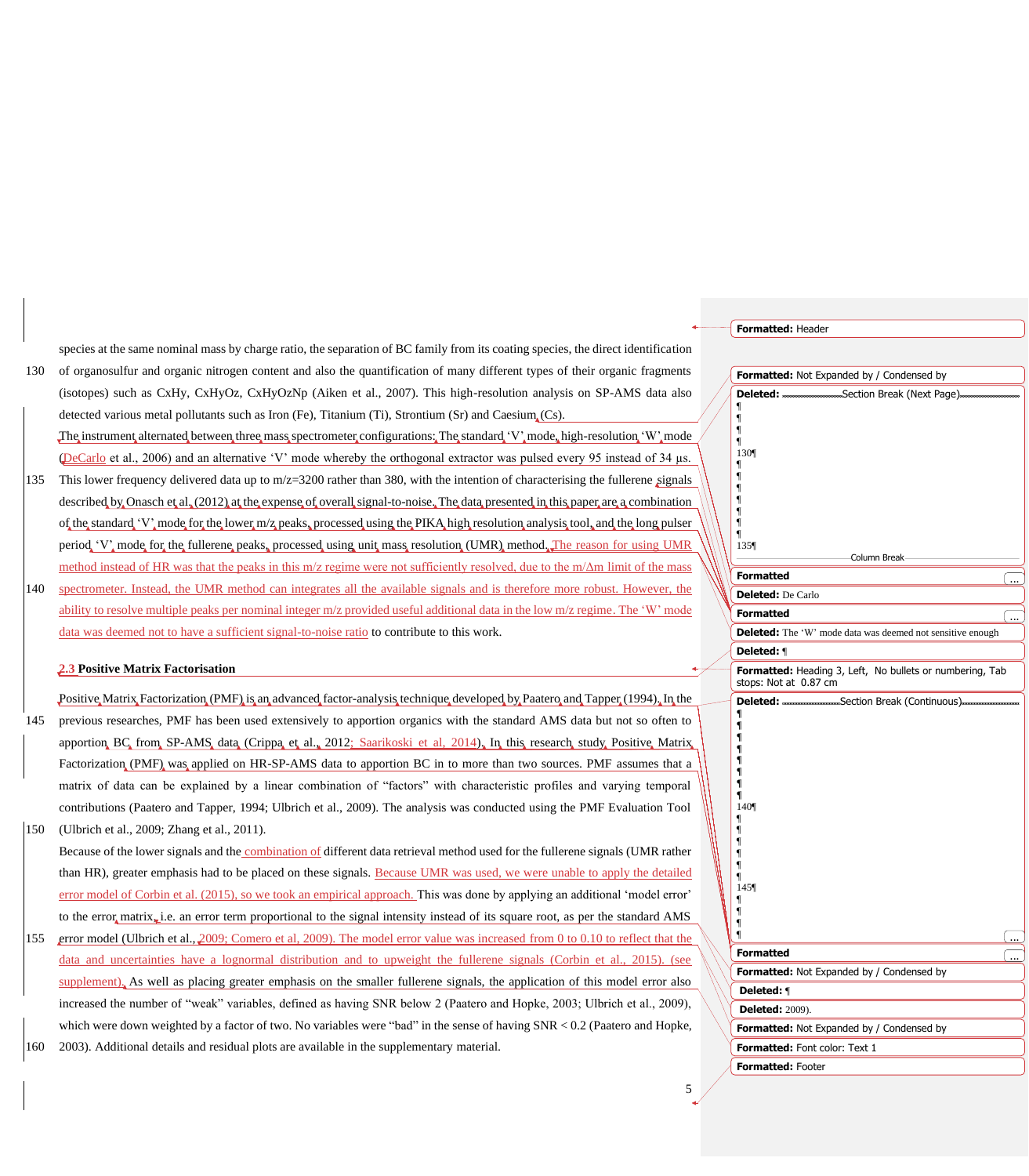species at the same nominal mass by charge ratio, the separation of BC family from its coating species, the direct identification of organosulfur and organic nitrogen content and also the quantification of many different types of their organic fragments (isotopes) such as CxHy, CxHyOz, CxHyOzNp (Aiken et al., 2007). This high-resolution analysis on SP-AMS data also detected various metal pollutants such as Iron (Fe), Titanium (Ti), Strontium (Sr) and Caesium (Cs).

The instrument alternated between three mass spectrometer configurations; The standard 'V' mode, high-resolution 'W' mode (DeCarlo et al., 2006) and an alternative 'V' mode whereby the orthogonal extractor was pulsed every 95 instead of 34 µs. This lower frequency delivered data up to m/z=3200 rather than 380, with the intention of characterising the fullerene signals described by Onasch et al. (2012) at the expense of overall signal-to-noise. The data presented in this paper are a combination of the standard 'V' mode for the lower m/z peaks, processed using the PIKA high resolution analysis tool, and the long pulser period 'V' mode for the fullerene peaks, processed using unit mass resolution (UMR) method. The reason for using UMR method instead of HR was that the peaks in this m/z regime were not sufficiently resolved, due to the m/Δm limit of the mass spectrometer. Instead, the UMR method can integrates all the available signals and is therefore more robust. However, the ability to resolve multiple peaks per nominal integer m/z provided useful additional data in the low m/z regime. The 'W' mode data was deemed not to have a sufficient signal-to-noise ratio to contribute to this work.

### 2.3 Positive Matrix Factorisation

Positive Matrix Factorization (PMF) is an advanced factor-analysis technique developed by Paatero and Tapper (1994). In the previous researches, PMF has been used extensively to apportion organics with the standard AMS data but not so often to apportion BC from SP-AMS data (Crippa et al., 2012; Saarikoski et al, 2014). In this research study, Positive Matrix Factorization (PMF) was applied on HR-SP-AMS data to apportion BC in to more than two sources. PMF assumes that a matrix of data can be explained by a linear combination of "factors" with characteristic profiles and varying temporal contributions (Paatero and Tapper, 1994; Ulbrich et al., 2009). The analysis was conducted using the PMF Evaluation Tool (Ulbrich et al., 2009; Zhang et al., 2011).

Because of the lower signals and the combination of different data retrieval method used for the fullerene signals (UMR rather than HR), greater emphasis had to be placed on these signals. Because UMR was used, we were unable to apply the detailed error model of Corbin et al. (2015), so we took an empirical approach. This was done by applying an additional 'model error' to the error matrix, i.e. an error term proportional to the signal intensity instead of its square root, as per the standard AMS error model (Ulbrich et al., 2009; Comero et al, 2009). The model error value was increased from 0 to 0.10 to reflect that the data and uncertainties have a lognormal distribution and to upweight the fullerene signals (Corbin et al., 2015). (see supplement). As well as placing greater emphasis on the smaller fullerene signals, the application of this model error also increased the number of "weak" variables, defined as having SNR below 2 (Paatero and Hopke, 2003; Ulbrich et al., 2009), which were down weighted by a factor of two. No variables were "bad" in the sense of having SNR < 0.2 (Paatero and Hopke, 2003). Additional details and residual plots are available in the supplementary material.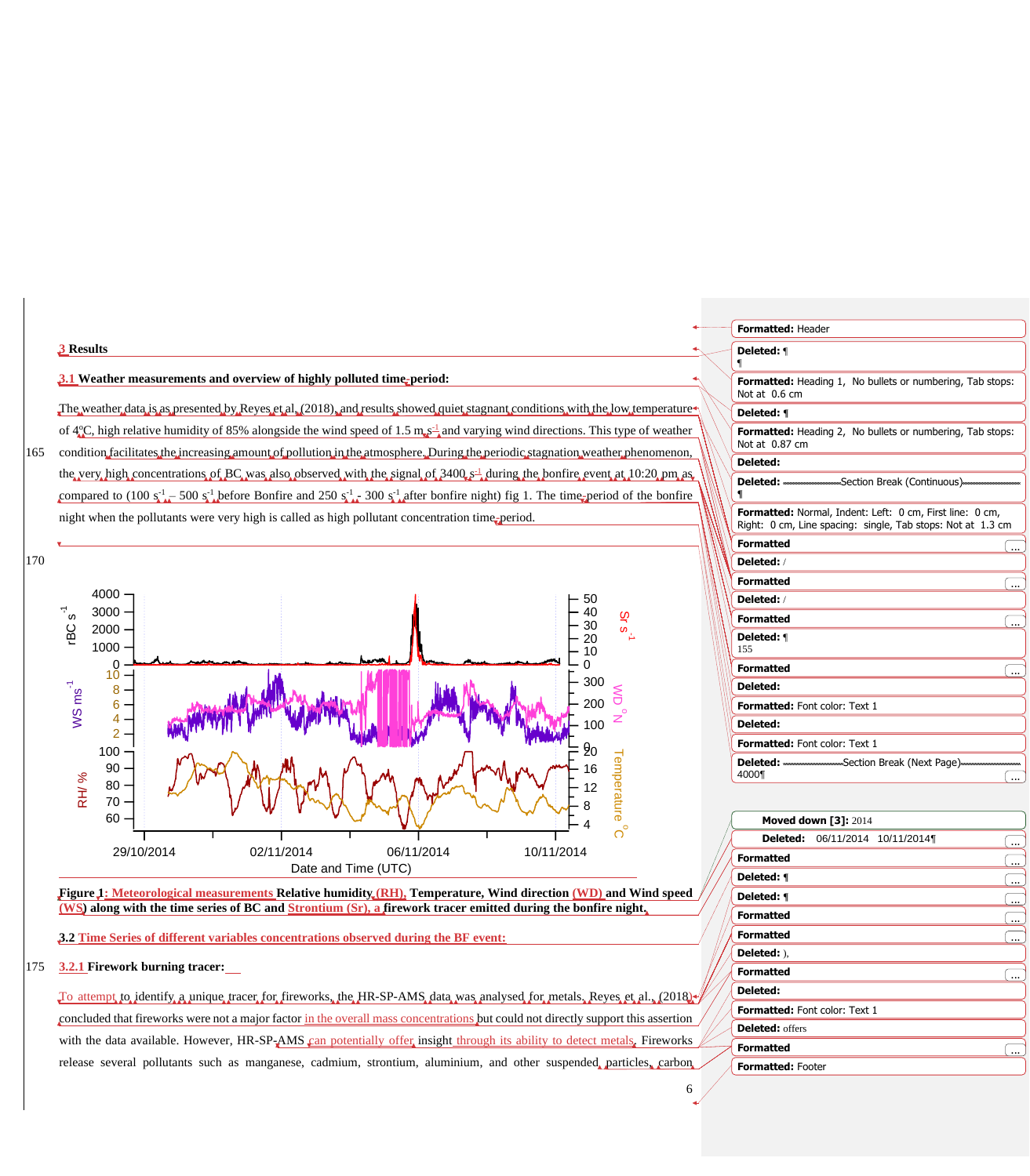## 3 Results

### 3.1 Weather measurements and overview of highly polluted time-period:

The weather data is as presented by Reyes et al. (2018), and results showed quiet stagnant conditions with the low temperature of 4°C, high relative humidity of 85% alongside the wind speed of 1.5 m $s^{-1}$ and varying wind directions. This type of weather condition facilitates the increasing amount of pollution in the atmosphere. During the periodic stagnation weather phenomenon, the very high concentrations of BC was also observed with the signal of 3400 $s^{-1}$ during the bonfire event at 10:20 pm as compared to (100 $s^{-1}$ – 500 $s^{-1}$ before Bonfire and 250 $s^{-1}$ - 300 $s^{-1}$ after bonfire night) fig 1. The time-period of the bonfire night when the pollutants were very high is called as high pollutant concentration time-period.

**Figure 1: Meteorological measurements Relative humidity (RH), Temperature, Wind direction (WD) and Wind speed (WS) along with the time series of BC and Strontium (Sr), a firework tracer emitted during the bonfire night.**

### 3.2 Time Series of different variables concentrations observed during the BF event:

#### 3.2.1 Firework burning tracer:

To attempt to identify a unique tracer for fireworks, the HR-SP-AMS data was analysed for metals. Reyes et al., (2018) concluded that fireworks were not a major factor in the overall mass concentrations but could not directly support this assertion with the data available. However, HR-SP-AMS can potentially offer insight through its ability to detect metals. Fireworks release several pollutants such as manganese, cadmium, strontium, aluminium, and other suspended particles, carbon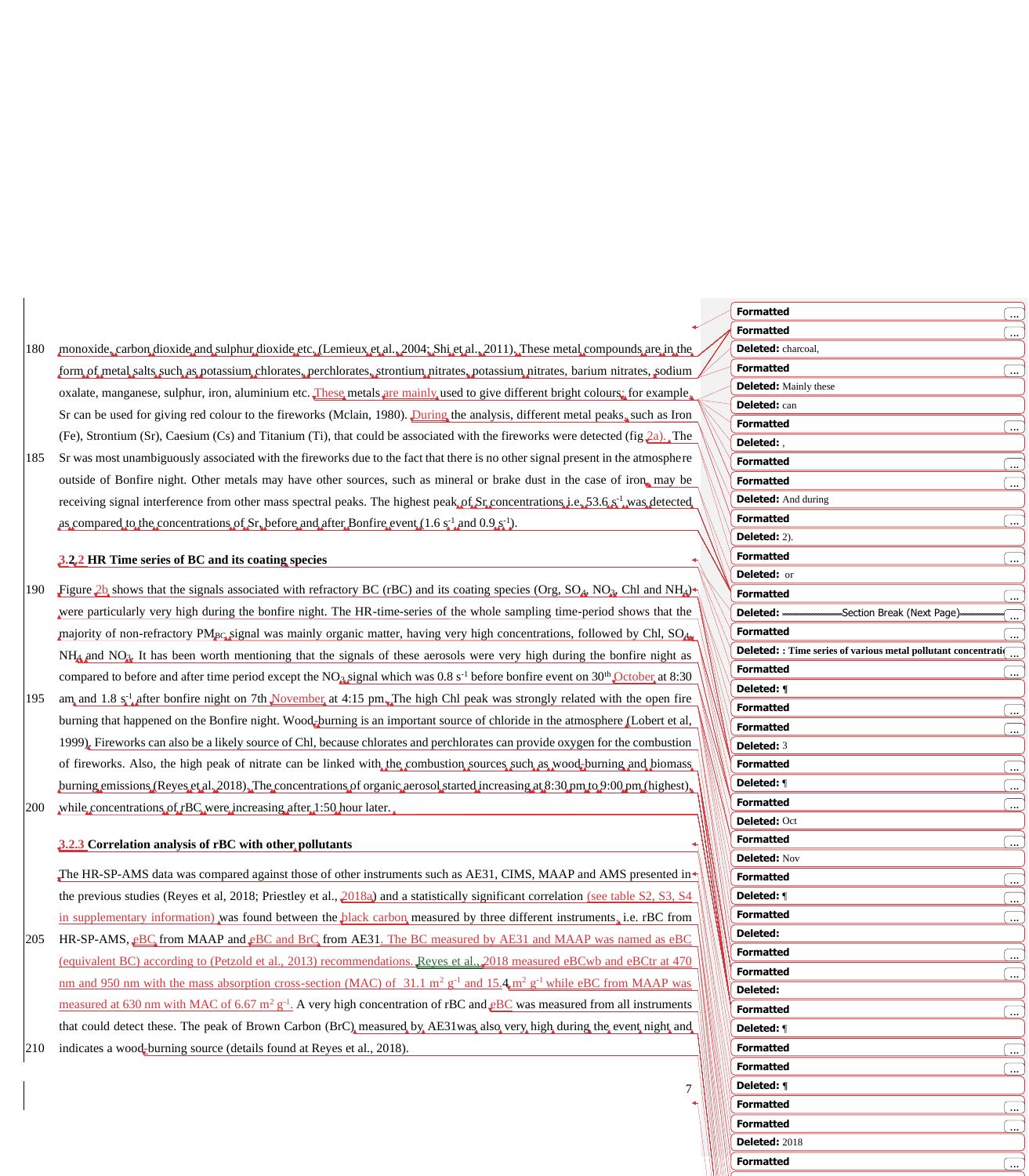monoxide, carbon dioxide and sulphur dioxide etc. (Lemieux et al., 2004; Shi et al., 2011). These metal compounds are in the form of metal salts such as potassium chlorates, perchlorates, strontium nitrates, potassium nitrates, barium nitrates, sodium oxalate, manganese, sulphur, iron, aluminium etc. These metals are mainly used to give different bright colours; for example, Sr can be used for giving red colour to the fireworks (Mclain, 1980). During the analysis, different metal peaks, such as Iron (Fe), Strontium (Sr), Caesium (Cs) and Titanium (Ti), that could be associated with the fireworks were detected (fig 2a). The Sr was most unambiguously associated with the fireworks due to the fact that there is no other signal present in the atmosphere outside of Bonfire night. Other metals may have other sources, such as mineral or brake dust in the case of iron, may be receiving signal interference from other mass spectral peaks. The highest peak of Sr concentrations i.e. 53.6 $s^{-1}$ was detected as compared to the concentrations of Sr, before and after Bonfire event (1.6 $s^{-1}$ and 0.9 $s^{-1}$).

### 3.2.2 HR Time series of BC and its coating species

Figure 2b shows that the signals associated with refractory BC (rBC) and its coating species (Org, $SO_4$, $NO_3$, Chl and $NH_4$) were particularly very high during the bonfire night. The HR-time-series of the whole sampling time-period shows that the majority of non-refractory $PM_{BC}$ signal was mainly organic matter, having very high concentrations, followed by Chl, $SO_4$, $NH_4$ and $NO_3$. It has been worth mentioning that the signals of these aerosols were very high during the bonfire night as compared to before and after time period except the $NO_3$ signal which was 0.8 $s^{-1}$ before bonfire event on 30th October at 8:30 am and 1.8 $s^{-1}$ after bonfire night on 7th November at 4:15 pm. The high Chl peak was strongly related with the open fire burning that happened on the Bonfire night. Wood-burning is an important source of chloride in the atmosphere (Lobert et al, 1999). Fireworks can also be a likely source of Chl, because chlorates and perchlorates can provide oxygen for the combustion of fireworks. Also, the high peak of nitrate can be linked with the combustion sources such as wood-burning and biomass burning emissions (Reyes et al. 2018). The concentrations of organic aerosol started increasing at 8:30 pm to 9:00 pm (highest), while concentrations of rBC were increasing after 1:50 hour later.

### 3.2.3 Correlation analysis of rBC with other pollutants

The HR-SP-AMS data was compared against those of other instruments such as AE31, CIMS, MAAP and AMS presented in the previous studies (Reyes et al, 2018; Priestley et al., 2018a) and a statistically significant correlation (see table S2, S3, S4 in supplementary information) was found between the black carbon measured by three different instruments, i.e. rBC from HR-SP-AMS, eBC from MAAP and eBC and BrC from AE31. The BC measured by AE31 and MAAP was named as eBC (equivalent BC) according to (Petzold et al., 2013) recommendations. Reyes et al., 2018 measured eBCwb and eBCtr at 470 nm and 950 nm with the mass absorption cross-section (MAC) of 31.1 $m^2\ g^{-1}$ and 15.4 $m^2\ g^{-1}$ while eBC from MAAP was measured at 630 nm with MAC of 6.67 $m^2\ g^{-1}$. A very high concentration of rBC and eBC was measured from all instruments that could detect these. The peak of Brown Carbon (BrC) measured by AE31was also very high during the event night and indicates a wood-burning source (details found at Reyes et al., 2018).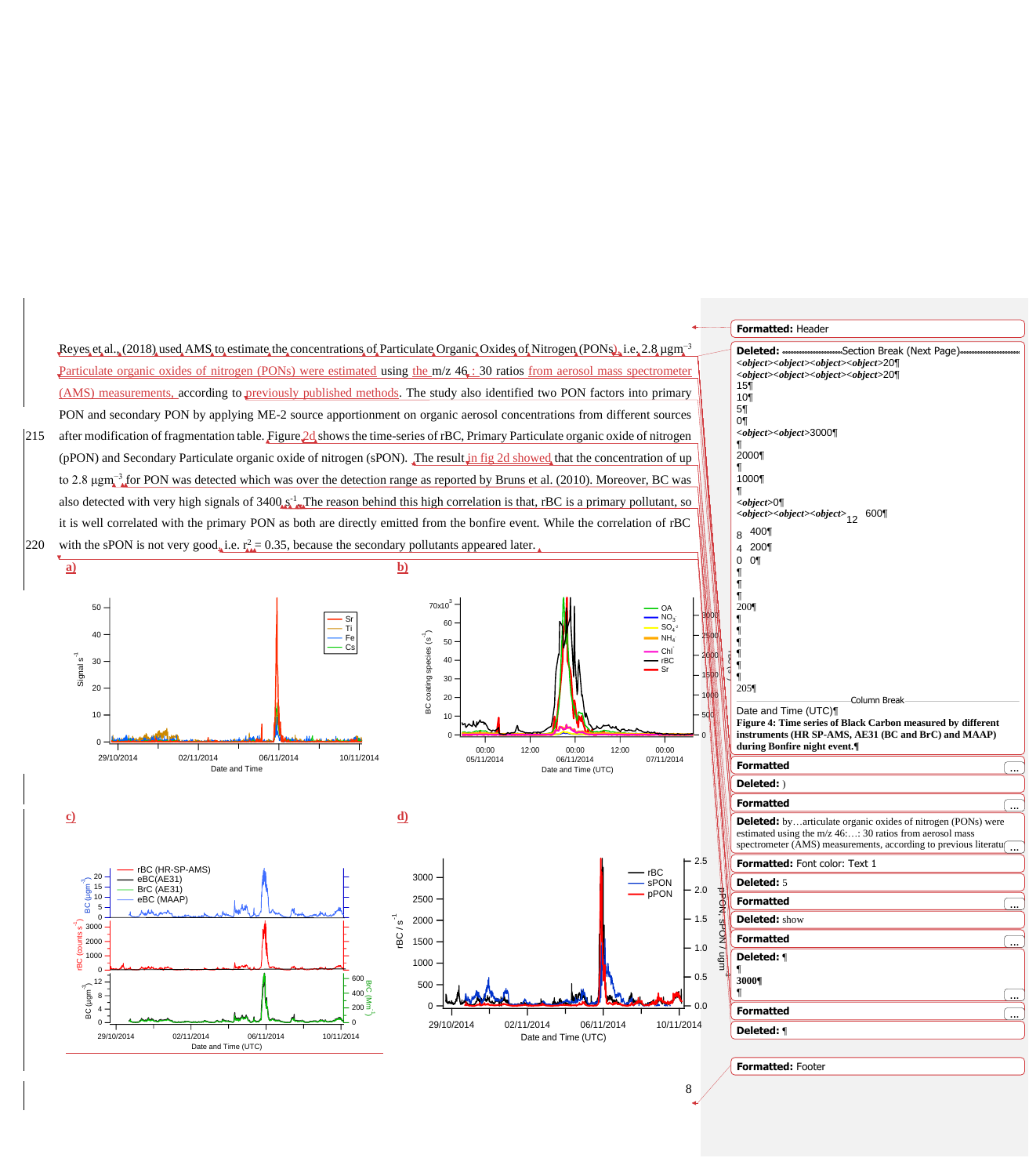Reyes et al., (2018) used AMS to estimate the concentrations of Particulate Organic Oxides of Nitrogen (PONs), i.e. 2.8 $\mu gm^{-3}$ Particulate organic oxides of nitrogen (PONs) were estimated using the m/z 46 : 30 ratios from aerosol mass spectrometer (AMS) measurements, according to previously published methods. The study also identified two PON factors into primary PON and secondary PON by applying ME-2 source apportionment on organic aerosol concentrations from different sources after modification of fragmentation table. Figure 2d shows the time-series of rBC, Primary Particulate organic oxide of nitrogen (pPON) and Secondary Particulate organic oxide of nitrogen (sPON). The result in fig 2d showed that the concentration of up to 2.8 $\mu gm^{-3}$ for PON was detected which was over the detection range as reported by Bruns et al. (2010). Moreover, BC was also detected with very high signals of 3400 $s^{-1}$. The reason behind this high correlation is that, rBC is a primary pollutant, so it is well correlated with the primary PON as both are directly emitted from the bonfire event. While the correlation of rBC with the sPON is not very good, i.e. $r^2 = 0.35$, because the secondary pollutants appeared later.

a)

b)

c)

d)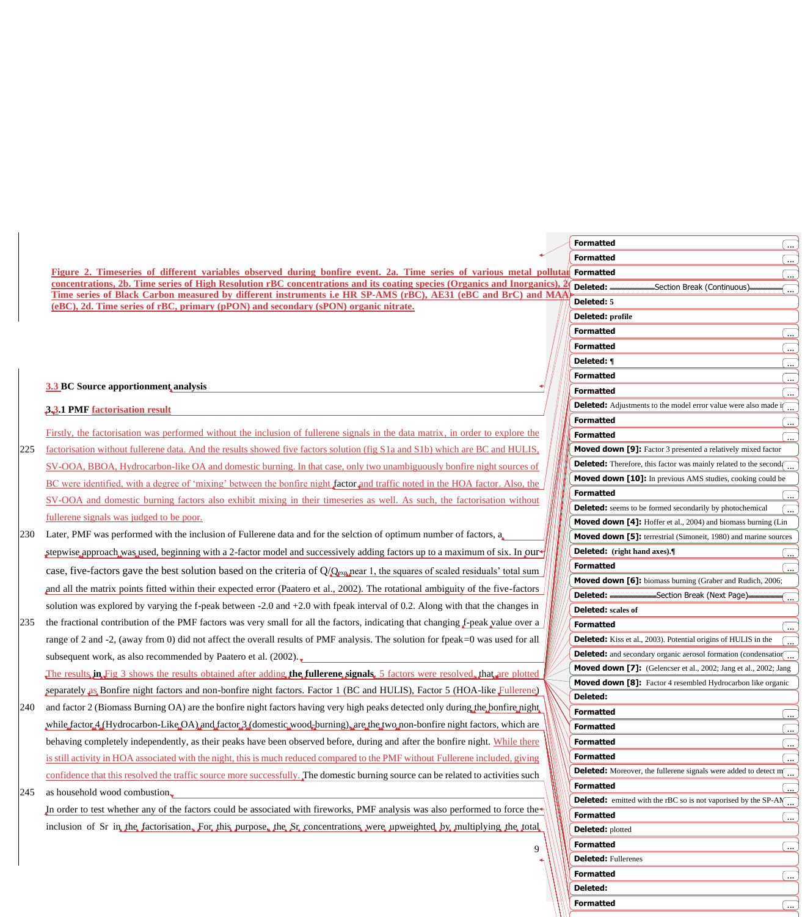**Figure 2. Timeseries of different variables observed during bonfire event. 2a. Time series of various metal pollutant concentrations, 2b. Time series of High Resolution rBC concentrations and its coating species (Organics and Inorganics), 2c. Time series of Black Carbon measured by different instruments i.e HR SP-AMS (rBC), AE31 (eBC and BrC) and MAAP (eBC), 2d. Time series of rBC, primary (pPON) and secondary (sPON) organic nitrate.**

### 3.3 BC Source apportionment analysis

#### 3.3.1 PMF factorisation result

Firstly, the factorisation was performed without the inclusion of fullerene signals in the data matrix, in order to explore the factorisation without fullerene data. And the results showed five factors solution (fig S1a and S1b) which are BC and HULIS, SV-OOA, BBOA, Hydrocarbon-like OA and domestic burning. In that case, only two unambiguously bonfire night sources of BC were identified, with a degree of 'mixing' between the bonfire night factor and traffic noted in the HOA factor. Also, the SV-OOA and domestic burning factors also exhibit mixing in their timeseries as well. As such, the factorisation without fullerene signals was judged to be poor.

Later, PMF was performed with the inclusion of Fullerene data and for the selction of optimum number of factors, a stepwise approach was used, beginning with a 2-factor model and successively adding factors up to a maximum of six. In our case, five-factors gave the best solution based on the criteria of $Q/Q_{exp}$ near 1, the squares of scaled residuals' total sum and all the matrix points fitted within their expected error (Paatero et al., 2002). The rotational ambiguity of the five-factors solution was explored by varying the f-peak between -2.0 and +2.0 with fpeak interval of 0.2. Along with that the changes in the fractional contribution of the PMF factors was very small for all the factors, indicating that changing f-peak value over a range of 2 and -2, (away from 0) did not affect the overall results of PMF analysis. The solution for fpeak=0 was used for all subsequent work, as also recommended by Paatero et al. (2002).

The results in Fig 3 shows the results obtained after adding **the fullerene signals**, 5 factors were resolved, that are plotted separately as Bonfire night factors and non-bonfire night factors. Factor 1 (BC and HULIS), Factor 5 (HOA-like Fullerene) and factor 2 (Biomass Burning OA) are the bonfire night factors having very high peaks detected only during the bonfire night while factor 4 (Hydrocarbon-Like OA) and factor 3 (domestic wood-burning), are the two non-bonfire night factors, which are behaving completely independently, as their peaks have been observed before, during and after the bonfire night. While there is still activity in HOA associated with the night, this is much reduced compared to the PMF without Fullerene included, giving confidence that this resolved the traffic source more successfully. The domestic burning source can be related to activities such as household wood combustion.

In order to test whether any of the factors could be associated with fireworks, PMF analysis was also performed to force the inclusion of Sr in the factorisation. For this purpose, the Sr concentrations were upweighted by multiplying the total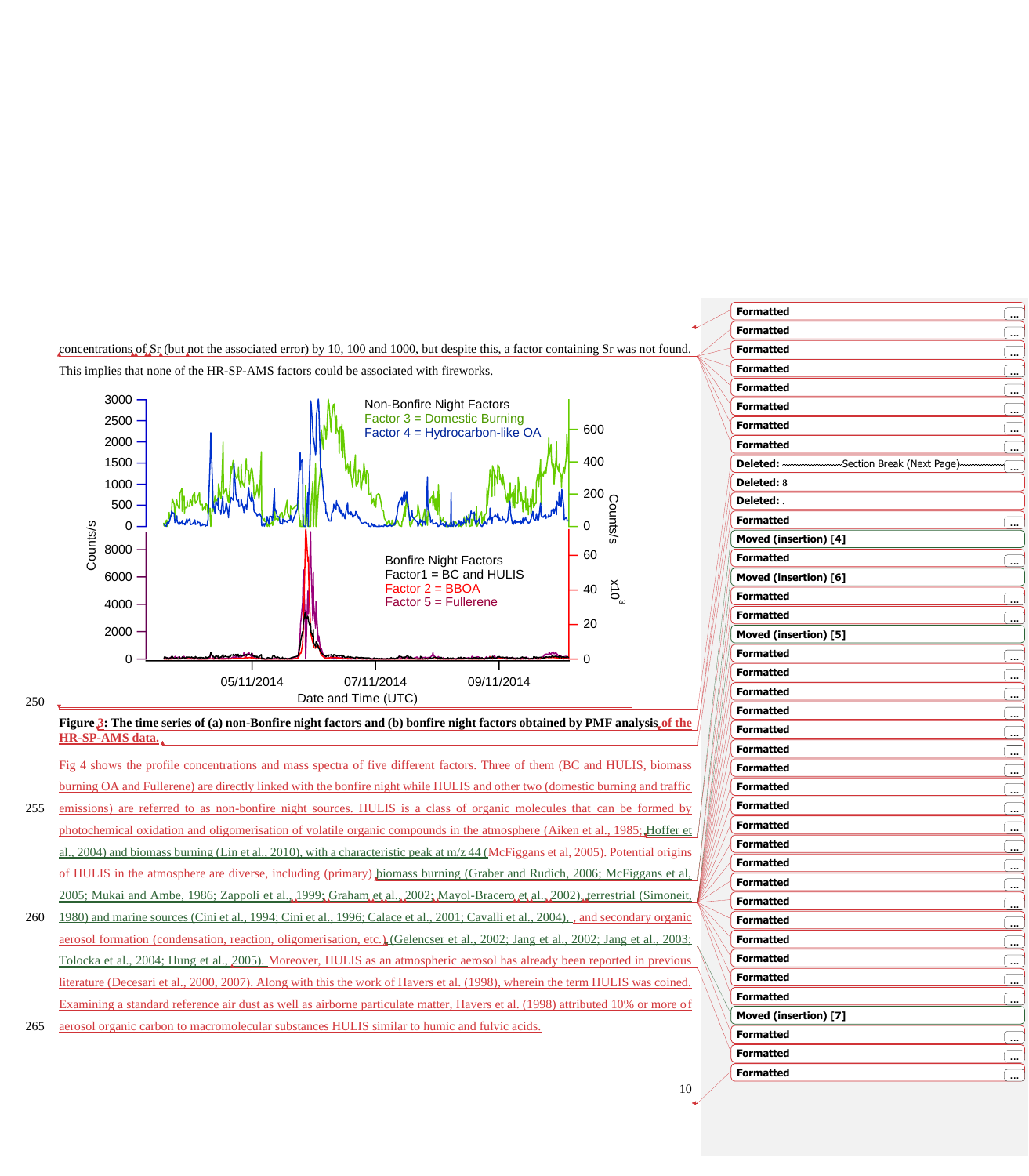concentrations of Sr (but not the associated error) by 10, 100 and 1000, but despite this, a factor containing Sr was not found. This implies that none of the HR-SP-AMS factors could be associated with fireworks.

**Figure 3: The time series of (a) non-Bonfire night factors and (b) bonfire night factors obtained by PMF analysis of the HR-SP-AMS data.**

Fig 4 shows the profile concentrations and mass spectra of five different factors. Three of them (BC and HULIS, biomass burning OA and Fullerene) are directly linked with the bonfire night while HULIS and other two (domestic burning and traffic emissions) are referred to as non-bonfire night sources. HULIS is a class of organic molecules that can be formed by photochemical oxidation and oligomerisation of volatile organic compounds in the atmosphere (Aiken et al., 1985; Hoffer et al., 2004) and biomass burning (Lin et al., 2010), with a characteristic peak at m/z 44 (McFiggans et al, 2005). Potential origins of HULIS in the atmosphere are diverse, including (primary) biomass burning (Graber and Rudich, 2006; McFiggans et al, 2005; Mukai and Ambe, 1986; Zappoli et al., 1999; Graham et al., 2002; Mayol-Bracero et al., 2002), terrestrial (Simoneit, 1980) and marine sources (Cini et al., 1994; Cini et al., 1996; Calace et al., 2001; Cavalli et al., 2004), , and secondary organic aerosol formation (condensation, reaction, oligomerisation, etc.) (Gelencser et al., 2002; Jang et al., 2002; Jang et al., 2003; Tolocka et al., 2004; Hung et al., 2005). Moreover, HULIS as an atmospheric aerosol has already been reported in previous literature (Decesari et al., 2000, 2007). Along with this the work of Havers et al. (1998), wherein the term HULIS was coined. Examining a standard reference air dust as well as airborne particulate matter, Havers et al. (1998) attributed 10% or more of aerosol organic carbon to macromolecular substances HULIS similar to humic and fulvic acids.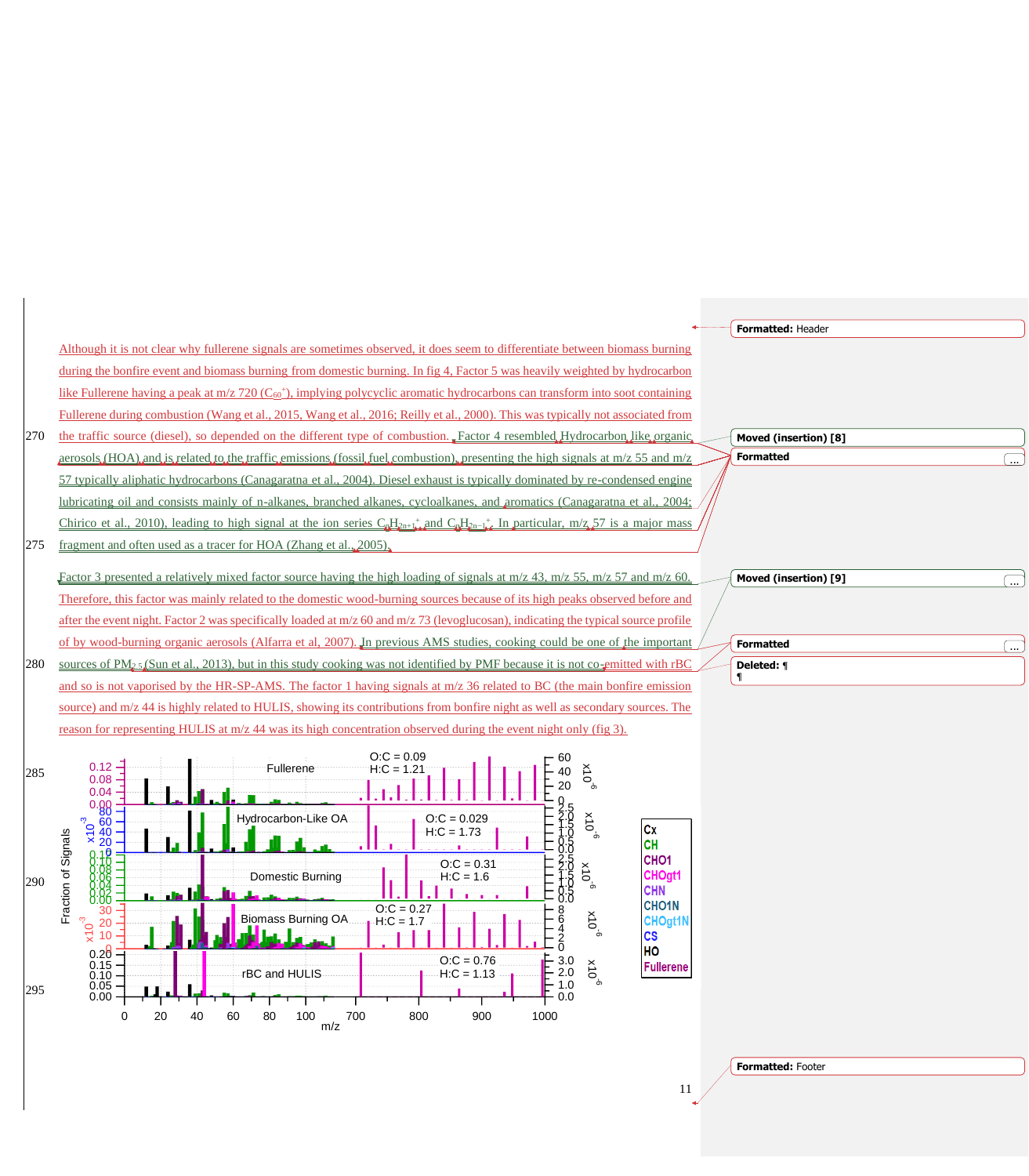Although it is not clear why fullerene signals are sometimes observed, it does seem to differentiate between biomass burning during the bonfire event and biomass burning from domestic burning. In fig 4, Factor 5 was heavily weighted by hydrocarbon like Fullerene having a peak at m/z 720 ($C_{60}^+$), implying polycyclic aromatic hydrocarbons can transform into soot containing Fullerene during combustion (Wang et al., 2015, Wang et al., 2016; Reilly et al., 2000). This was typically not associated from the traffic source (diesel), so depended on the different type of combustion. Factor 4 resembled Hydrocarbon like organic aerosols (HOA) and is related to the traffic emissions (fossil fuel combustion), presenting the high signals at m/z 55 and m/z 57 typically aliphatic hydrocarbons (Canagaratna et al., 2004). Diesel exhaust is typically dominated by re-condensed engine lubricating oil and consists mainly of n-alkanes, branched alkanes, cycloalkanes, and aromatics (Canagaratna et al., 2004; Chirico et al., 2010), leading to high signal at the ion series $C_nH_{2n+1}^+$ and $C_nH_{2n-1}^+$. In particular, m/z 57 is a major mass fragment and often used as a tracer for HOA (Zhang et al., 2005).

Factor 3 presented a relatively mixed factor source having the high loading of signals at m/z 43, m/z 55, m/z 57 and m/z 60. Therefore, this factor was mainly related to the domestic wood-burning sources because of its high peaks observed before and after the event night. Factor 2 was specifically loaded at m/z 60 and m/z 73 (levoglucosan), indicating the typical source profile of by wood-burning organic aerosols (Alfarra et al, 2007). In previous AMS studies, cooking could be one of the important sources of $PM_{2.5}$ (Sun et al., 2013), but in this study cooking was not identified by PMF because it is not co-emitted with rBC and so is not vaporised by the HR-SP-AMS. The factor 1 having signals at m/z 36 related to BC (the main bonfire emission source) and m/z 44 is highly related to HULIS, showing its contributions from bonfire night as well as secondary sources. The reason for representing HULIS at m/z 44 was its high concentration observed during the event night only (fig 3).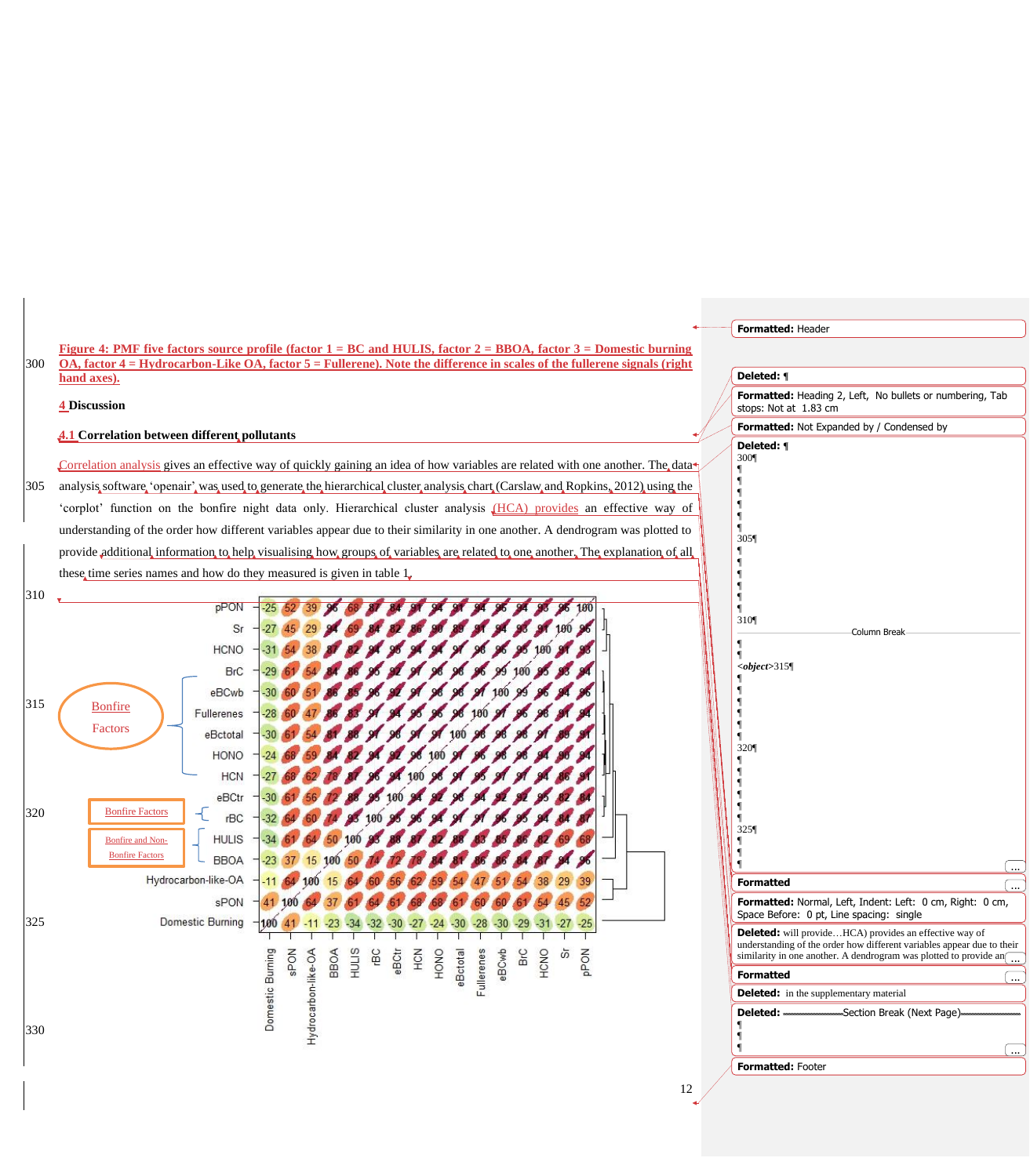**Figure 4: PMF five factors source profile (factor 1 = BC and HULIS, factor 2 = BBOA, factor 3 = Domestic burning OA, factor 4 = Hydrocarbon-Like OA, factor 5 = Fullerene). Note the difference in scales of the fullerene signals (right hand axes).**

## 4 Discussion

### 4.1 Correlation between different pollutants

Correlation analysis gives an effective way of quickly gaining an idea of how variables are related with one another. The data analysis software 'openair' was used to generate the hierarchical cluster analysis chart (Carslaw and Ropkins, 2012) using the 'corplot' function on the bonfire night data only. Hierarchical cluster analysis (HCA) provides an effective way of understanding of the order how different variables appear due to their similarity in one another. A dendrogram was plotted to provide additional information to help visualising how groups of variables are related to one another. The explanation of all these time series names and how do they measured is given in table 1.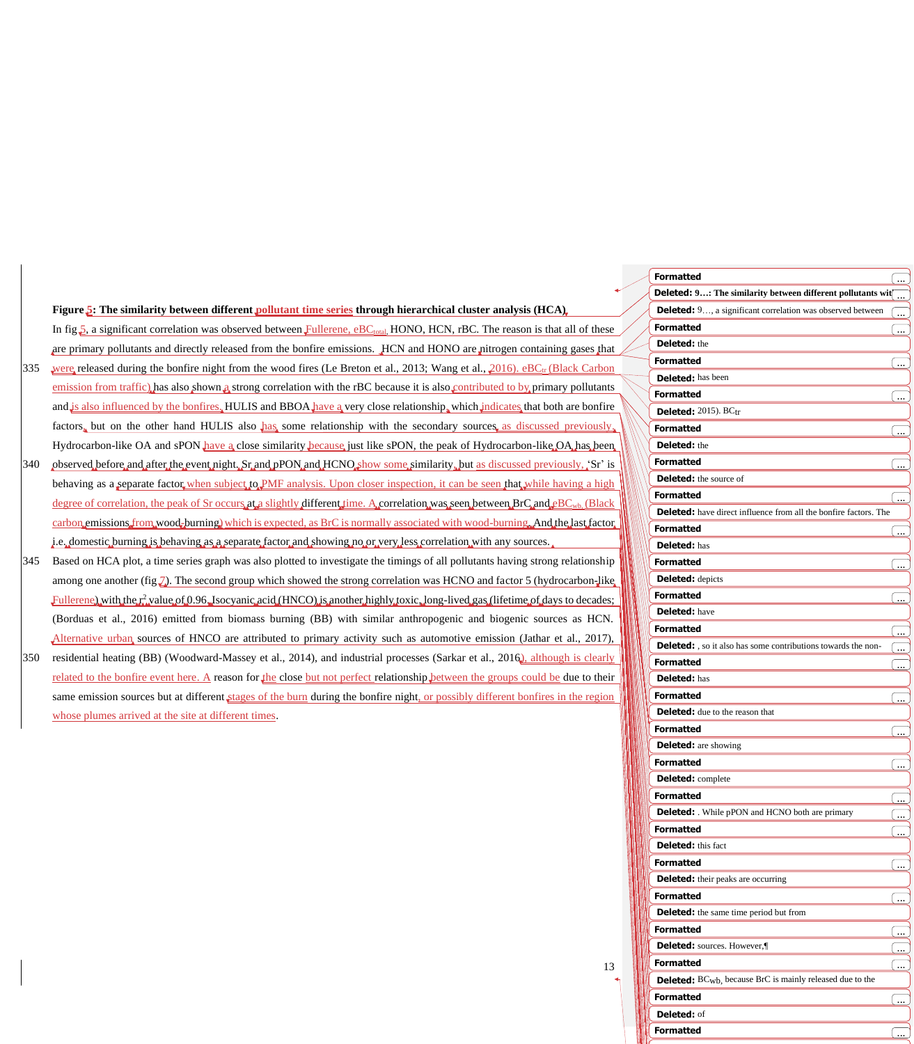**Figure 5: The similarity between different pollutant time series through hierarchical cluster analysis (HCA)**

In fig 5, a significant correlation was observed between Fullerene, $eBC_{total}$, HONO, HCN, rBC. The reason is that all of these are primary pollutants and directly released from the bonfire emissions. HCN and HONO are nitrogen containing gases that were released during the bonfire night from the wood fires (Le Breton et al., 2013; Wang et al., 2016). $eBC_{tr}$ (Black Carbon emission from traffic) has also shown a strong correlation with the rBC because it is also contributed to by primary pollutants and is also influenced by the bonfires. HULIS and BBOA have a very close relationship, which indicates that both are bonfire factors, but on the other hand HULIS also has some relationship with the secondary sources, as discussed previously. Hydrocarbon-like OA and sPON have a close similarity because just like sPON, the peak of Hydrocarbon-like OA has been observed before and after the event night. Sr and pPON and HCNO show some similarity, but as discussed previously, 'Sr' is behaving as a separate factor when subject to PMF analysis. Upon closer inspection, it can be seen that while having a high degree of correlation, the peak of Sr occurs at a slightly different time. A correlation was seen between BrC and $eBC_{wb}$ (Black carbon emissions from wood-burning) which is expected, as BrC is normally associated with wood-burning. And the last factor i.e. domestic burning is behaving as a separate factor and showing no or very less correlation with any sources.

Based on HCA plot, a time series graph was also plotted to investigate the timings of all pollutants having strong relationship among one another (fig 7). The second group which showed the strong correlation was HCNO and factor 5 (hydrocarbon-like Fullerene) with the $r^2$ value of 0.96. Isocyanic acid (HNCO) is another highly toxic, long-lived gas (lifetime of days to decades; (Borduas et al., 2016) emitted from biomass burning (BB) with similar anthropogenic and biogenic sources as HCN. Alternative urban sources of HNCO are attributed to primary activity such as automotive emission (Jathar et al., 2017), residential heating (BB) (Woodward-Massey et al., 2014), and industrial processes (Sarkar et al., 2016), although is clearly related to the bonfire event here. A reason for the close but not perfect relationship between the groups could be due to their same emission sources but at different stages of the burn during the bonfire night, or possibly different bonfires in the region whose plumes arrived at the site at different times.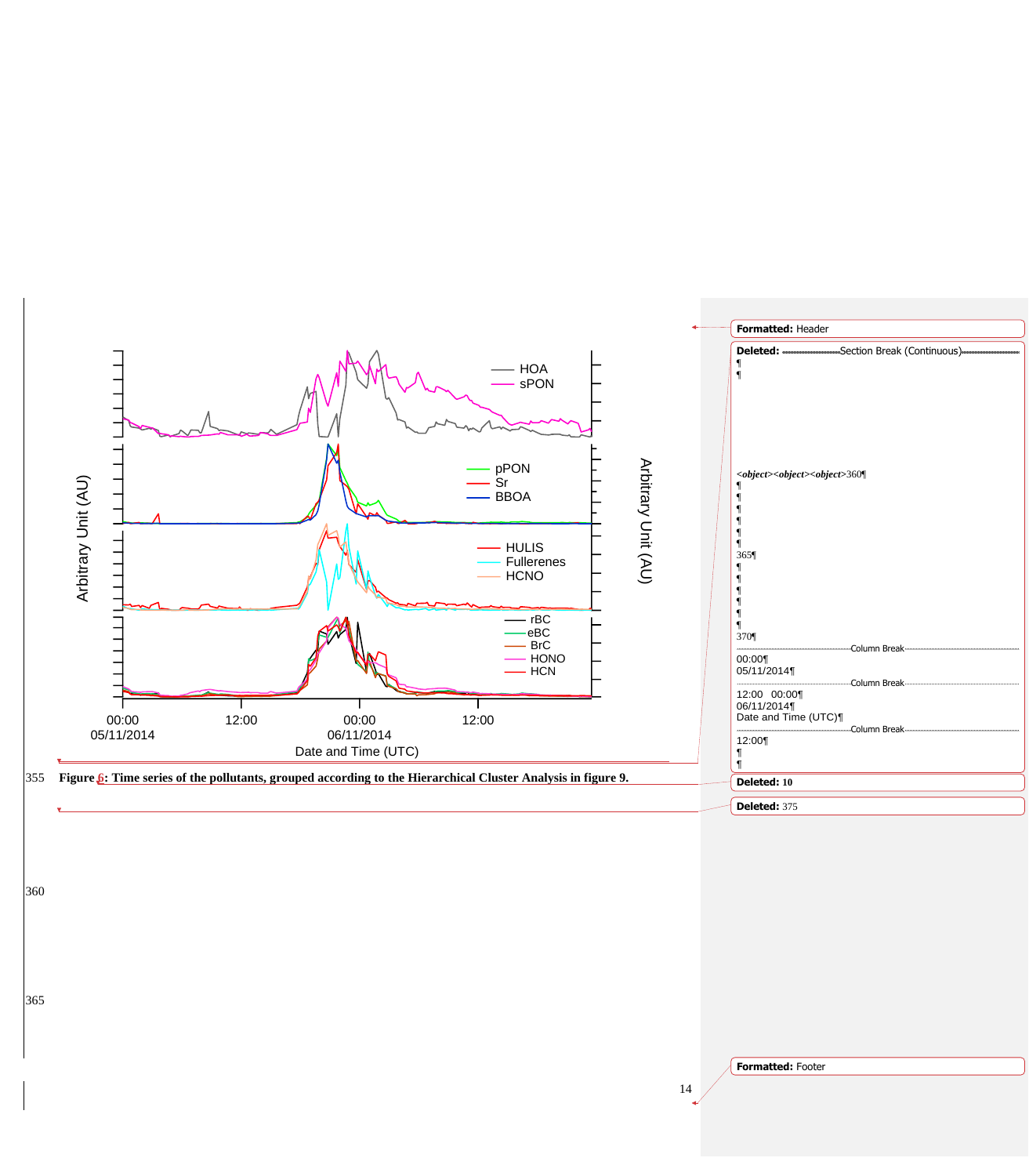**Figure 6: Time series of the pollutants, grouped according to the Hierarchical Cluster Analysis in figure 9.**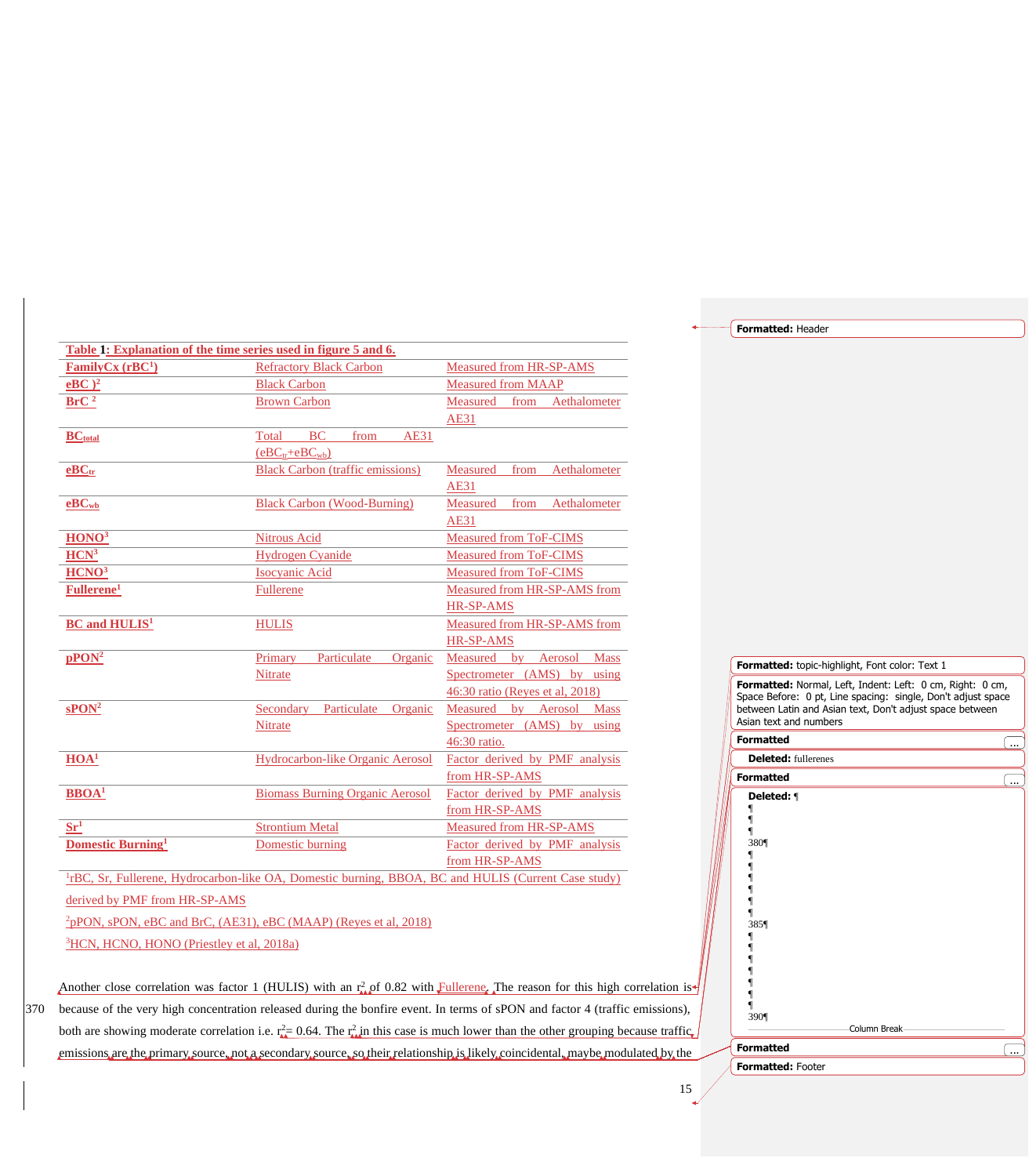**Table 1: Explanation of the time series used in figure 5 and 6.**

| | | |
|---|---|---|
| **FamilyCx (rBC[1])** | Refractory Black Carbon | Measured from HR-SP-AMS |
| **eBC )[2]** | Black Carbon | Measured from MAAP |
| **BrC [2]** | Brown Carbon | Measured from Aethalometer AE31 |
| **$BC_{total}$** | Total BC from AE31 ($eBC_{tr}$+$eBC_{wb}$) | |
| **$eBC_{tr}$** | Black Carbon (traffic emissions) | Measured from Aethalometer AE31 |
| **$eBC_{wb}$** | Black Carbon (Wood-Burning) | Measured from Aethalometer AE31 |
| **HONO[3]** | Nitrous Acid | Measured from ToF-CIMS |
| **HCN[3]** | Hydrogen Cyanide | Measured from ToF-CIMS |
| **HCNO[3]** | Isocyanic Acid | Measured from ToF-CIMS |
| **Fullerene[1]** | Fullerene | Measured from HR-SP-AMS from HR-SP-AMS |
| **BC and HULIS[1]** | HULIS | Measured from HR-SP-AMS from HR-SP-AMS |
| **pPON[2]** | Primary Particulate Organic Nitrate | Measured by Aerosol Mass Spectrometer (AMS) by using 46:30 ratio (Reyes et al, 2018) |
| **sPON[2]** | Secondary Particulate Organic Nitrate | Measured by Aerosol Mass Spectrometer (AMS) by using 46:30 ratio. |
| **HOA[1]** | Hydrocarbon-like Organic Aerosol | Factor derived by PMF analysis from HR-SP-AMS |
| **BBOA[1]** | Biomass Burning Organic Aerosol | Factor derived by PMF analysis from HR-SP-AMS |
| **Sr[1]** | Strontium Metal | Measured from HR-SP-AMS |
| **Domestic Burning[1]** | Domestic burning | Factor derived by PMF analysis from HR-SP-AMS |

[1]rBC, Sr, Fullerene, Hydrocarbon-like OA, Domestic burning, BBOA, BC and HULIS (Current Case study) derived by PMF from HR-SP-AMS

[2]pPON, sPON, eBC and BrC, (AE31), eBC (MAAP) (Reyes et al, 2018)

[3]HCN, HCNO, HONO (Priestley et al, 2018a)

Another close correlation was factor 1 (HULIS) with an $r^2$ of 0.82 with Fullerene. The reason for this high correlation is because of the very high concentration released during the bonfire event. In terms of sPON and factor 4 (traffic emissions), both are showing moderate correlation i.e. $r^2$= 0.64. The $r^2$ in this case is much lower than the other grouping because traffic emissions are the primary source, not a secondary source, so their relationship is likely coincidental, maybe modulated by the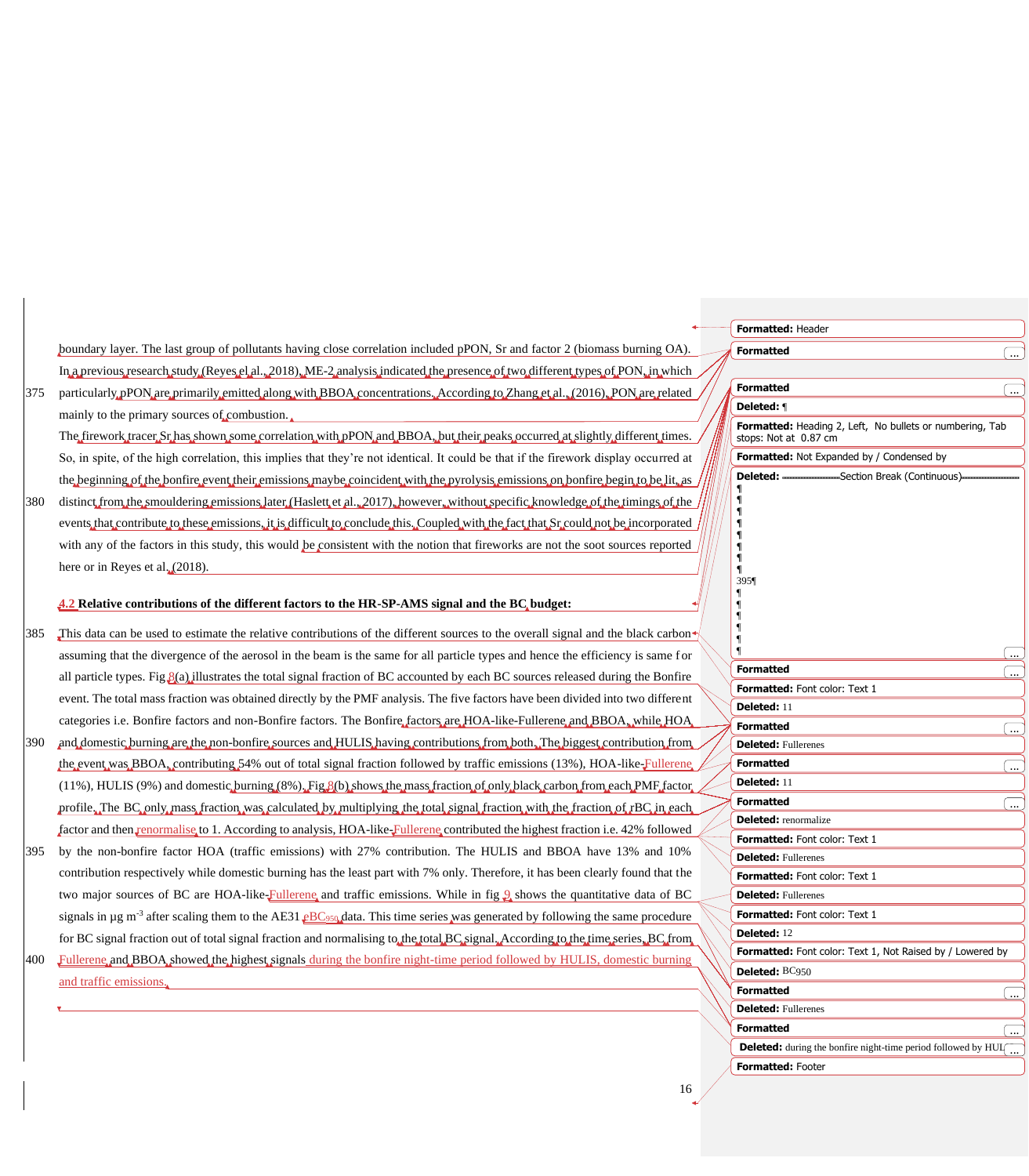boundary layer. The last group of pollutants having close correlation included pPON, Sr and factor 2 (biomass burning OA). In a previous research study (Reyes el al., 2018), ME-2 analysis indicated the presence of two different types of PON, in which particularly pPON are primarily emitted along with BBOA concentrations. According to Zhang et al., (2016), PON are related mainly to the primary sources of combustion.

The firework tracer Sr has shown some correlation with pPON and BBOA, but their peaks occurred at slightly different times. So, in spite, of the high correlation, this implies that they're not identical. It could be that if the firework display occurred at the beginning of the bonfire event their emissions maybe coincident with the pyrolysis emissions on bonfire begin to be lit, as distinct from the smouldering emissions later (Haslett et al., 2017), however, without specific knowledge of the timings of the events that contribute to these emissions, it is difficult to conclude this. Coupled with the fact that Sr could not be incorporated with any of the factors in this study, this would be consistent with the notion that fireworks are not the soot sources reported here or in Reyes et al. (2018).

## 4.2 Relative contributions of the different factors to the HR-SP-AMS signal and the BC budget:

This data can be used to estimate the relative contributions of the different sources to the overall signal and the black carbon assuming that the divergence of the aerosol in the beam is the same for all particle types and hence the efficiency is same for all particle types. Fig 8(a) illustrates the total signal fraction of BC accounted by each BC sources released during the Bonfire event. The total mass fraction was obtained directly by the PMF analysis. The five factors have been divided into two different categories i.e. Bonfire factors and non-Bonfire factors. The Bonfire factors are HOA-like-Fullerene and BBOA, while HOA and domestic burning are the non-bonfire sources and HULIS having contributions from both. The biggest contribution from the event was BBOA, contributing 54% out of total signal fraction followed by traffic emissions (13%), HOA-like-Fullerene (11%), HULIS (9%) and domestic burning (8%). Fig 8(b) shows the mass fraction of only black carbon from each PMF factor profile. The BC only mass fraction was calculated by multiplying the total signal fraction with the fraction of rBC in each factor and then renormalise to 1. According to analysis, HOA-like-Fullerene contributed the highest fraction i.e. 42% followed by the non-bonfire factor HOA (traffic emissions) with 27% contribution. The HULIS and BBOA have 13% and 10% contribution respectively while domestic burning has the least part with 7% only. Therefore, it has been clearly found that the two major sources of BC are HOA-like-Fullerene and traffic emissions. While in fig 9 shows the quantitative data of BC signals in µg m$^{-3}$ after scaling them to the AE31 $eBC_{950}$ data. This time series was generated by following the same procedure for BC signal fraction out of total signal fraction and normalising to the total BC signal. According to the time series, BC from Fullerene and BBOA showed the highest signals during the bonfire night-time period followed by HULIS, domestic burning and traffic emissions.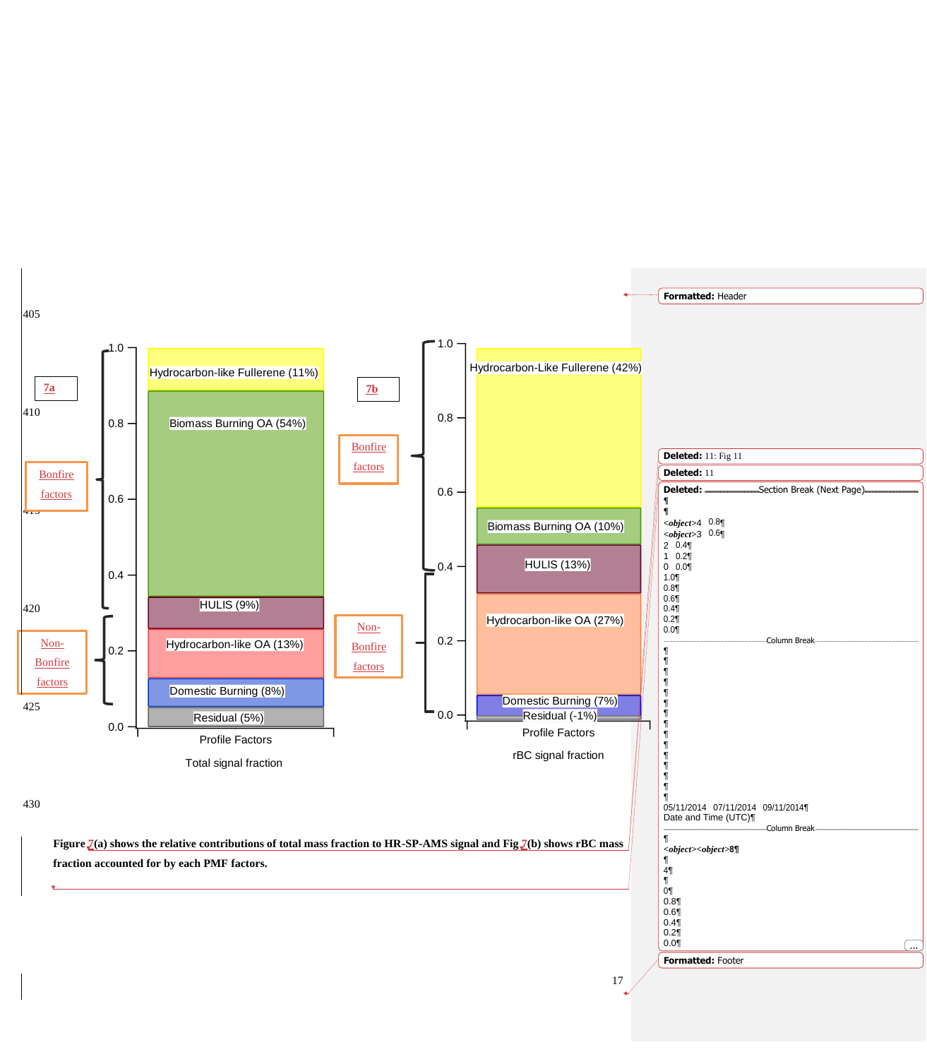**Figure 7(a) shows the relative contributions of total mass fraction to HR-SP-AMS signal and Fig 7(b) shows rBC mass fraction accounted for by each PMF factors.**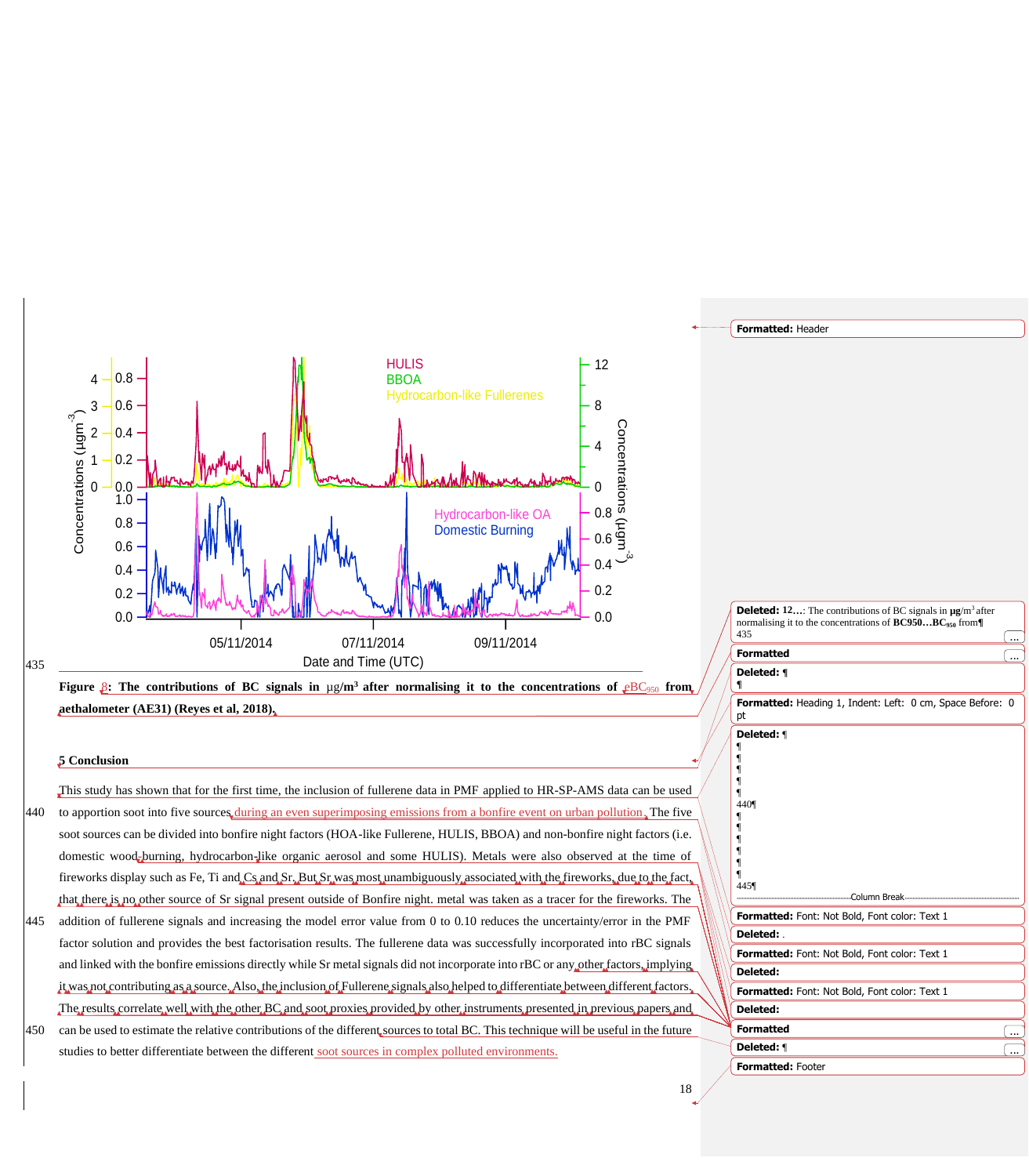**Figure 8: The contributions of BC signals in µg/m³ after normalising it to the concentrations of eBC$_{950}$ from aethalometer (AE31) (Reyes et al, 2018).**

## 5 Conclusion

This study has shown that for the first time, the inclusion of fullerene data in PMF applied to HR-SP-AMS data can be used to apportion soot into five sources during an even superimposing emissions from a bonfire event on urban pollution. The five soot sources can be divided into bonfire night factors (HOA-like Fullerene, HULIS, BBOA) and non-bonfire night factors (i.e. domestic wood burning, hydrocarbon-like organic aerosol and some HULIS). Metals were also observed at the time of fireworks display such as Fe, Ti and Cs and Sr. But Sr was most unambiguously associated with the fireworks, due to the fact, that there is no other source of Sr signal present outside of Bonfire night. metal was taken as a tracer for the fireworks. The addition of fullerene signals and increasing the model error value from 0 to 0.10 reduces the uncertainty/error in the PMF factor solution and provides the best factorisation results. The fullerene data was successfully incorporated into rBC signals and linked with the bonfire emissions directly while Sr metal signals did not incorporate into rBC or any other factors, implying it was not contributing as a source. Also, the inclusion of Fullerene signals also helped to differentiate between different factors. The results correlate well with the other BC and soot proxies provided by other instruments presented in previous papers and can be used to estimate the relative contributions of the different sources to total BC. This technique will be useful in the future studies to better differentiate between the different soot sources in complex polluted environments.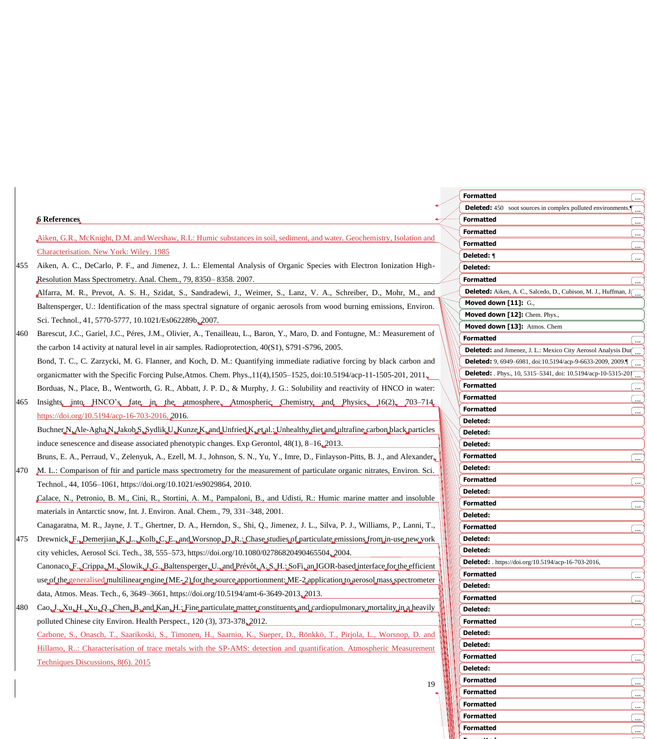## 6 References

Aiken, G.R., McKnight, D.M. and Wershaw, R.L: Humic substances in soil, sediment, and water. Geochemistry, Isolation and Characterisation. New York: Wiley. 1985

Aiken, A. C., DeCarlo, P. F., and Jimenez, J. L.: Elemental Analysis of Organic Species with Electron Ionization High-Resolution Mass Spectrometry. Anal. Chem., 79, 8350– 8358. 2007.

Alfarra, M. R., Prevot, A. S. H., Szidat, S., Sandradewi, J., Weimer, S., Lanz, V. A., Schreiber, D., Mohr, M., and Baltensperger, U.: Identification of the mass spectral signature of organic aerosols from wood burning emissions, Environ. Sci. Technol., 41, 5770-5777, 10.1021/Es062289b, 2007.

Barescut, J.C., Gariel, J.C., Péres, J.M., Olivier, A., Tenailleau, L., Baron, Y., Maro, D. and Fontugne, M.: Measurement of the carbon 14 activity at natural level in air samples. Radioprotection, 40(S1), S791-S796, 2005.

Bond, T. C., C. Zarzycki, M. G. Flanner, and Koch, D. M.: Quantifying immediate radiative forcing by black carbon and organicmatter with the Specific Forcing Pulse,Atmos. Chem. Phys.,11(4),1505–1525, doi:10.5194/acp-11-1505-201, 2011.

Borduas, N., Place, B., Wentworth, G. R., Abbatt, J. P. D., & Murphy, J. G.: Solubility and reactivity of HNCO in water: Insights into HNCO's fate in the atmosphere. Atmospheric Chemistry and Physics, 16(2), 703–714 https://doi.org/10.5194/acp-16-703-2016, 2016.

Buchner N, Ale-Agha N, Jakob S, Sydlik U, Kunze K, and Unfried K, et al.: Unhealthy diet and ultrafine carbon black particles induce senescence and disease associated phenotypic changes. Exp Gerontol, 48(1), 8–16, 2013.

Bruns, E. A., Perraud, V., Zelenyuk, A., Ezell, M. J., Johnson, S. N., Yu, Y., Imre, D., Finlayson-Pitts, B. J., and Alexander, M. L.: Comparison of ftir and particle mass spectrometry for the measurement of particulate organic nitrates, Environ. Sci. Technol., 44, 1056–1061, https://doi.org/10.1021/es9029864, 2010.

Calace, N., Petronio, B. M., Cini, R., Stortini, A. M., Pampaloni, B., and Udisti, R.: Humic marine matter and insoluble materials in Antarctic snow, Int. J. Environ. Anal. Chem., 79, 331–348, 2001.

Canagaratna, M. R., Jayne, J. T., Ghertner, D. A., Herndon, S., Shi, Q., Jimenez, J. L., Silva, P. J., Williams, P., Lanni, T., Drewnick, F., Demerjian, K. L., Kolb, C. E., and Worsnop, D. R.: Chase studies of particulate emissions from in-use new york city vehicles, Aerosol Sci. Tech., 38, 555–573, https://doi.org/10.1080/02786820490465504, 2004.

Canonaco, F., Crippa, M., Slowik, J. G., Baltensperger, U., and Prévôt, A. S. H.: SoFi, an IGOR-based interface for the efficient use of the generalised multilinear engine (ME-2) for the source apportionment: ME-2 application to aerosol mass spectrometer data, Atmos. Meas. Tech., 6, 3649–3661, https://doi.org/10.5194/amt-6-3649-2013, 2013.

Cao, J., Xu, H., Xu, Q., Chen, B. and Kan, H.: Fine particulate matter constituents and cardiopulmonary mortality in a heavily polluted Chinese city Environ. Health Perspect., 120 (3), 373-378, 2012.

Carbone, S., Onasch, T., Saarikoski, S., Timonen, H., Saarnio, K., Sueper, D., Rönkkö, T., Pirjola, L., Worsnop, D. and Hillamo, R..: Characterisation of trace metals with the SP-AMS: detection and quantification. Atmospheric Measurement Techniques Discussions, 8(6). 2015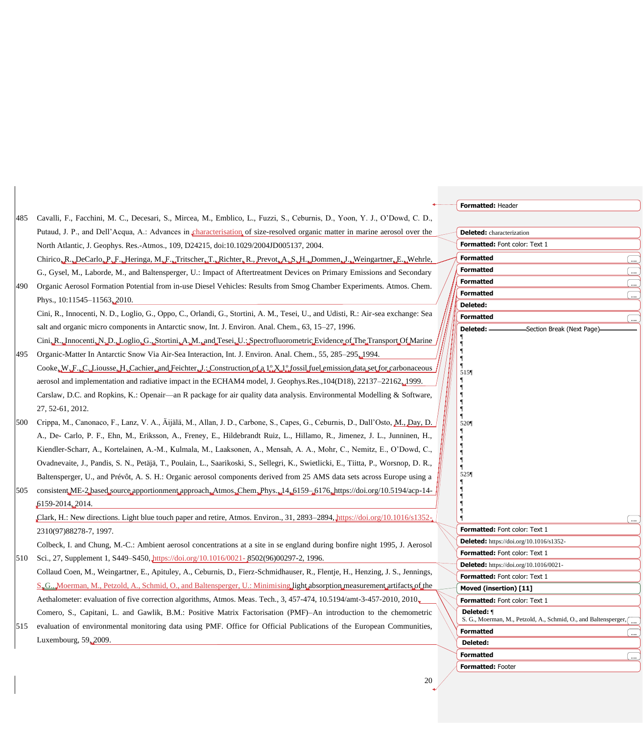Cavalli, F., Facchini, M. C., Decesari, S., Mircea, M., Emblico, L., Fuzzi, S., Ceburnis, D., Yoon, Y. J., O'Dowd, C. D., Putaud, J. P., and Dell'Acqua, A.: Advances in characterisation of size-resolved organic matter in marine aerosol over the North Atlantic, J. Geophys. Res.-Atmos., 109, D24215, doi:10.1029/2004JD005137, 2004.

Chirico, R., DeCarlo, P. F., Heringa, M. F., Tritscher, T., Richter, R., Prevot, A. S. H., Dommen, J., Weingartner, E., Wehrle, G., Gysel, M., Laborde, M., and Baltensperger, U.: Impact of Aftertreatment Devices on Primary Emissions and Secondary Organic Aerosol Formation Potential from in-use Diesel Vehicles: Results from Smog Chamber Experiments. Atmos. Chem. Phys., 10:11545–11563, 2010.

Cini, R., Innocenti, N. D., Loglio, G., Oppo, C., Orlandi, G., Stortini, A. M., Tesei, U., and Udisti, R.: Air-sea exchange: Sea salt and organic micro components in Antarctic snow, Int. J. Environ. Anal. Chem., 63, 15–27, 1996.

Cini, R., Innocenti, N. D., Loglio, G., Stortini, A. M., and Tesei, U.: Spectrofluorometric Evidence of The Transport Of Marine Organic-Matter In Antarctic Snow Via Air-Sea Interaction, Int. J. Environ. Anal. Chem., 55, 285–295, 1994.

Cooke, W. F., C. Liousse, H. Cachier, and Feichter, J.: Construction of a 1º X 1º fossil fuel emission data set for carbonaceous aerosol and implementation and radiative impact in the ECHAM4 model, J. Geophys.Res.,104(D18), 22137–22162, 1999.

Carslaw, D.C. and Ropkins, K.: Openair—an R package for air quality data analysis. Environmental Modelling & Software, 27, 52-61, 2012.

Crippa, M., Canonaco, F., Lanz, V. A., Äijälä, M., Allan, J. D., Carbone, S., Capes, G., Ceburnis, D., Dall'Osto, M., Day, D. A., De- Carlo, P. F., Ehn, M., Eriksson, A., Freney, E., Hildebrandt Ruiz, L., Hillamo, R., Jimenez, J. L., Junninen, H., Kiendler-Scharr, A., Kortelainen, A.-M., Kulmala, M., Laaksonen, A., Mensah, A. A., Mohr, C., Nemitz, E., O'Dowd, C., Ovadnevaite, J., Pandis, S. N., Petäjä, T., Poulain, L., Saarikoski, S., Sellegri, K., Swietlicki, E., Tiitta, P., Worsnop, D. R., Baltensperger, U., and Prévôt, A. S. H.: Organic aerosol components derived from 25 AMS data sets across Europe using a consistent ME-2 based source apportionment approach, Atmos. Chem. Phys., 14, 6159–6176, https://doi.org/10.5194/acp-14-6159-2014, 2014.

Clark, H.: New directions. Light blue touch paper and retire, Atmos. Environ., 31, 2893–2894, https://doi.org/10.1016/s1352-2310(97)88278-7, 1997.

Colbeck, I. and Chung, M.-C.: Ambient aerosol concentrations at a site in se england during bonfire night 1995, J. Aerosol Sci., 27, Supplement 1, S449–S450, https://doi.org/10.1016/0021- 8502(96)00297-2, 1996.

Collaud Coen, M., Weingartner, E., Apituley, A., Ceburnis, D., Fierz-Schmidhauser, R., Flentje, H., Henzing, J. S., Jennings, S. G., Moerman, M., Petzold, A., Schmid, O., and Baltensperger, U.: Minimising light absorption measurement artifacts of the Aethalometer: evaluation of five correction algorithms, Atmos. Meas. Tech., 3, 457-474, 10.5194/amt-3-457-2010, 2010.

Comero, S., Capitani, L. and Gawlik, B.M.: Positive Matrix Factorisation (PMF)–An introduction to the chemometric evaluation of environmental monitoring data using PMF. Office for Official Publications of the European Communities, Luxembourg, 59, 2009.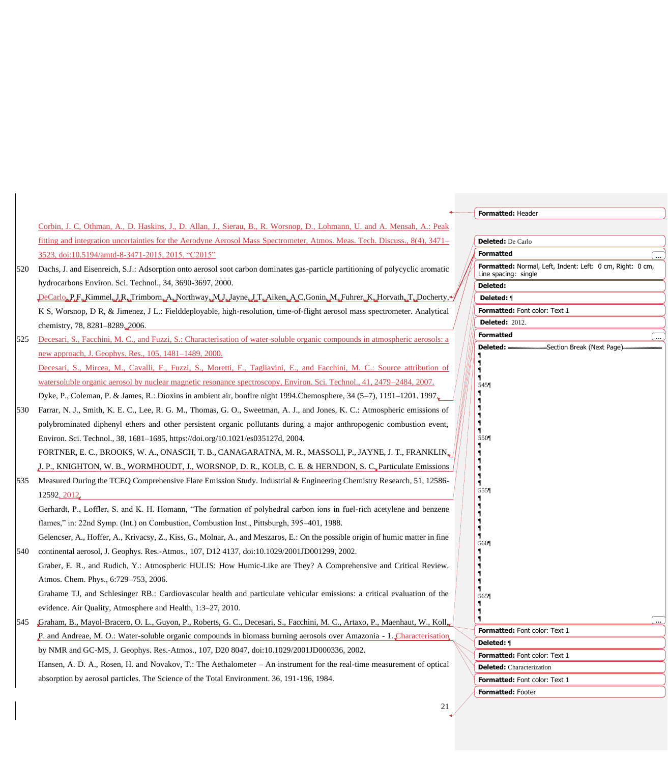Corbin, J. C, Othman, A., D. Haskins, J., D. Allan, J., Sierau, B., R. Worsnop, D., Lohmann, U. and A. Mensah, A.: Peak fitting and integration uncertainties for the Aerodyne Aerosol Mass Spectrometer, Atmos. Meas. Tech. Discuss., 8(4), 3471–3523, doi:10.5194/amtd-8-3471-2015, 2015. "C2015"

Dachs, J. and Eisenreich, S.J.: Adsorption onto aerosol soot carbon dominates gas-particle partitioning of polycyclic aromatic hydrocarbons Environ. Sci. Technol., 34, 3690-3697, 2000.

DeCarlo, P.F, Kimmel, J.R, Trimborn, A, Northway, M.J, Jayne, J.T, Aiken, A.C,Gonin, M, Fuhrer, K, Horvath, T, Docherty, K S, Worsnop, D R, & Jimenez, J L.: Fielddeployable, high-resolution, time-of-flight aerosol mass spectrometer. Analytical chemistry, 78, 8281–8289, 2006.

Decesari, S., Facchini, M. C., and Fuzzi, S.: Characterisation of water-soluble organic compounds in atmospheric aerosols: a new approach, J. Geophys. Res., 105, 1481–1489, 2000.

Decesari, S., Mircea, M., Cavalli, F., Fuzzi, S., Moretti, F., Tagliavini, E., and Facchini, M. C.: Source attribution of watersoluble organic aerosol by nuclear magnetic resonance spectroscopy, Environ. Sci. Technol., 41, 2479–2484, 2007.

Dyke, P., Coleman, P. & James, R.: Dioxins in ambient air, bonfire night 1994.Chemosphere, 34 (5–7), 1191–1201. 1997.

Farrar, N. J., Smith, K. E. C., Lee, R. G. M., Thomas, G. O., Sweetman, A. J., and Jones, K. C.: Atmospheric emissions of polybrominated diphenyl ethers and other persistent organic pollutants during a major anthropogenic combustion event, Environ. Sci. Technol., 38, 1681–1685, https://doi.org/10.1021/es035127d, 2004.

FORTNER, E. C., BROOKS, W. A., ONASCH, T. B., CANAGARATNA, M. R., MASSOLI, P., JAYNE, J. T., FRANKLIN, J. P., KNIGHTON, W. B., WORMHOUDT, J., WORSNOP, D. R., KOLB, C. E. & HERNDON, S. C. Particulate Emissions Measured During the TCEQ Comprehensive Flare Emission Study. Industrial & Engineering Chemistry Research, 51, 12586-12592, 2012.

Gerhardt, P., Loffler, S. and K. H. Homann, "The formation of polyhedral carbon ions in fuel-rich acetylene and benzene flames," in: 22nd Symp. (Int.) on Combustion, Combustion Inst., Pittsburgh, 395–401, 1988.

Gelencser, A., Hoffer, A., Krivacsy, Z., Kiss, G., Molnar, A., and Meszaros, E.: On the possible origin of humic matter in fine continental aerosol, J. Geophys. Res.-Atmos., 107, D12 4137, doi:10.1029/2001JD001299, 2002.

Graber, E. R., and Rudich, Y.: Atmospheric HULIS: How Humic-Like are They? A Comprehensive and Critical Review. Atmos. Chem. Phys., 6:729–753, 2006.

Grahame TJ, and Schlesinger RB.: Cardiovascular health and particulate vehicular emissions: a critical evaluation of the evidence. Air Quality, Atmosphere and Health, 1:3–27, 2010.

Graham, B., Mayol-Bracero, O. L., Guyon, P., Roberts, G. C., Decesari, S., Facchini, M. C., Artaxo, P., Maenhaut, W., Koll, P. and Andreae, M. O.: Water-soluble organic compounds in biomass burning aerosols over Amazonia - 1. Characterisation by NMR and GC-MS, J. Geophys. Res.-Atmos., 107, D20 8047, doi:10.1029/2001JD000336, 2002.

Hansen, A. D. A., Rosen, H. and Novakov, T.: The Aethalometer – An instrument for the real-time measurement of optical absorption by aerosol particles. The Science of the Total Environment. 36, 191-196, 1984.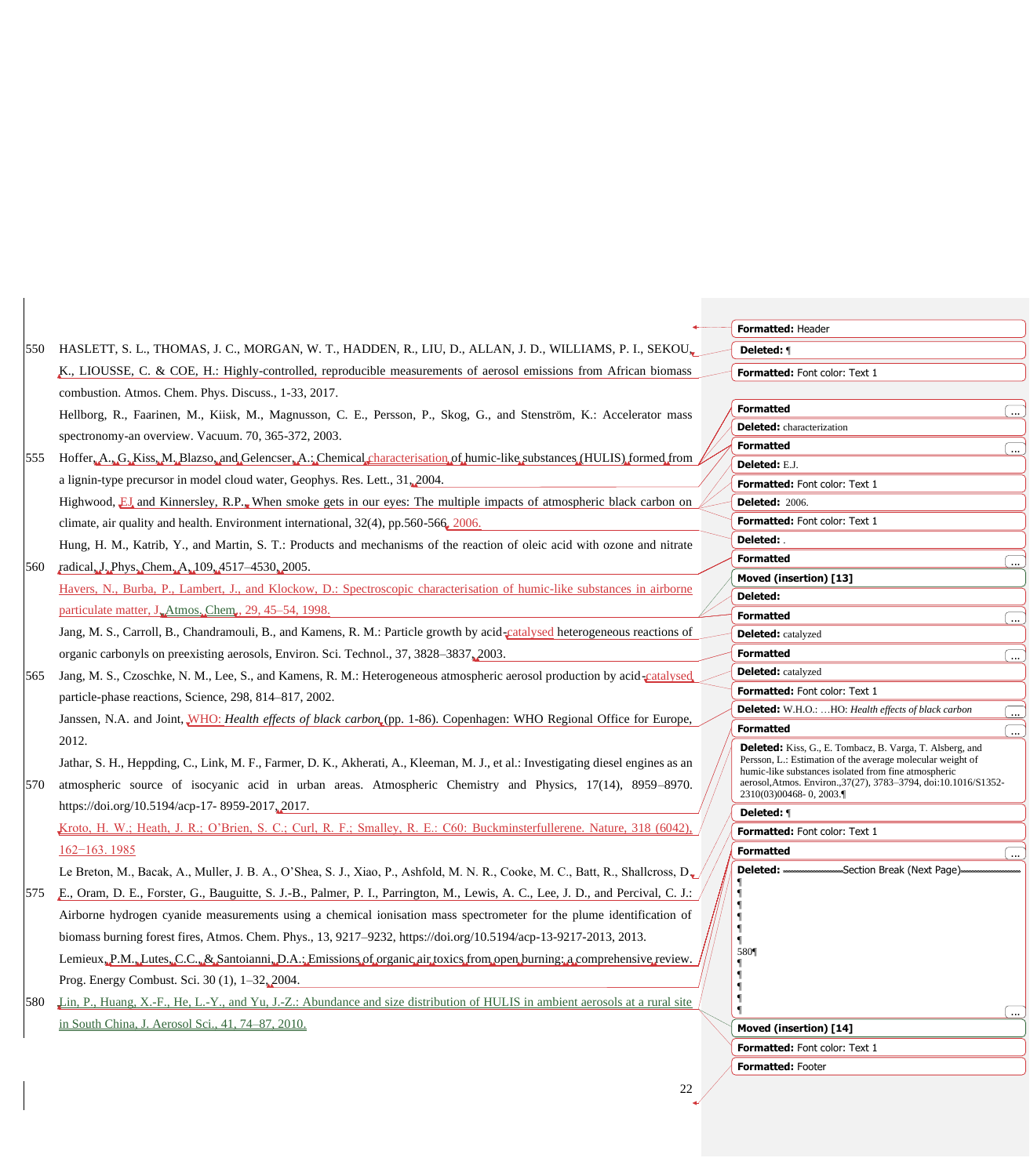HASLETT, S. L., THOMAS, J. C., MORGAN, W. T., HADDEN, R., LIU, D., ALLAN, J. D., WILLIAMS, P. I., SEKOU, K., LIOUSSE, C. & COE, H.: Highly-controlled, reproducible measurements of aerosol emissions from African biomass combustion. Atmos. Chem. Phys. Discuss., 1-33, 2017.

Hellborg, R., Faarinen, M., Kiisk, M., Magnusson, C. E., Persson, P., Skog, G., and Stenström, K.: Accelerator mass spectronomy-an overview. Vacuum. 70, 365-372, 2003.

Hoffer, A., G. Kiss, M. Blazso, and Gelencser, A.: Chemical characterisation of humic-like substances (HULIS) formed from a lignin-type precursor in model cloud water, Geophys. Res. Lett., 31, 2004.

Highwood, EJ and Kinnersley, R.P., When smoke gets in our eyes: The multiple impacts of atmospheric black carbon on climate, air quality and health. Environment international, 32(4), pp.560-566, 2006.

Hung, H. M., Katrib, Y., and Martin, S. T.: Products and mechanisms of the reaction of oleic acid with ozone and nitrate radical, J. Phys. Chem. A, 109, 4517–4530, 2005.

Havers, N., Burba, P., Lambert, J., and Klockow, D.: Spectroscopic characterisation of humic-like substances in airborne particulate matter, J. Atmos. Chem., 29, 45–54, 1998.

Jang, M. S., Carroll, B., Chandramouli, B., and Kamens, R. M.: Particle growth by acid-catalysed heterogeneous reactions of organic carbonyls on preexisting aerosols, Environ. Sci. Technol., 37, 3828–3837, 2003.

Jang, M. S., Czoschke, N. M., Lee, S., and Kamens, R. M.: Heterogeneous atmospheric aerosol production by acid-catalysed particle-phase reactions, Science, 298, 814–817, 2002.

Janssen, N.A. and Joint, WHO: *Health effects of black carbon* (pp. 1-86). Copenhagen: WHO Regional Office for Europe, 2012.

Jathar, S. H., Heppding, C., Link, M. F., Farmer, D. K., Akherati, A., Kleeman, M. J., et al.: Investigating diesel engines as an atmospheric source of isocyanic acid in urban areas. Atmospheric Chemistry and Physics, 17(14), 8959–8970. https://doi.org/10.5194/acp-17- 8959-2017, 2017.

Kroto, H. W.; Heath, J. R.; O'Brien, S. C.; Curl, R. F.; Smalley, R. E.: C60: Buckminsterfullerene. Nature, 318 (6042), 162−163. 1985

Le Breton, M., Bacak, A., Muller, J. B. A., O'Shea, S. J., Xiao, P., Ashfold, M. N. R., Cooke, M. C., Batt, R., Shallcross, D. E., Oram, D. E., Forster, G., Bauguitte, S. J.-B., Palmer, P. I., Parrington, M., Lewis, A. C., Lee, J. D., and Percival, C. J.: Airborne hydrogen cyanide measurements using a chemical ionisation mass spectrometer for the plume identification of biomass burning forest fires, Atmos. Chem. Phys., 13, 9217–9232, https://doi.org/10.5194/acp-13-9217-2013, 2013.

Lemieux, P.M., Lutes, C.C., & Santoianni, D.A.: Emissions of organic air toxics from open burning: a comprehensive review. Prog. Energy Combust. Sci. 30 (1), 1–32, 2004.

Lin, P., Huang, X.-F., He, L.-Y., and Yu, J.-Z.: Abundance and size distribution of HULIS in ambient aerosols at a rural site in South China, J. Aerosol Sci., 41, 74–87, 2010.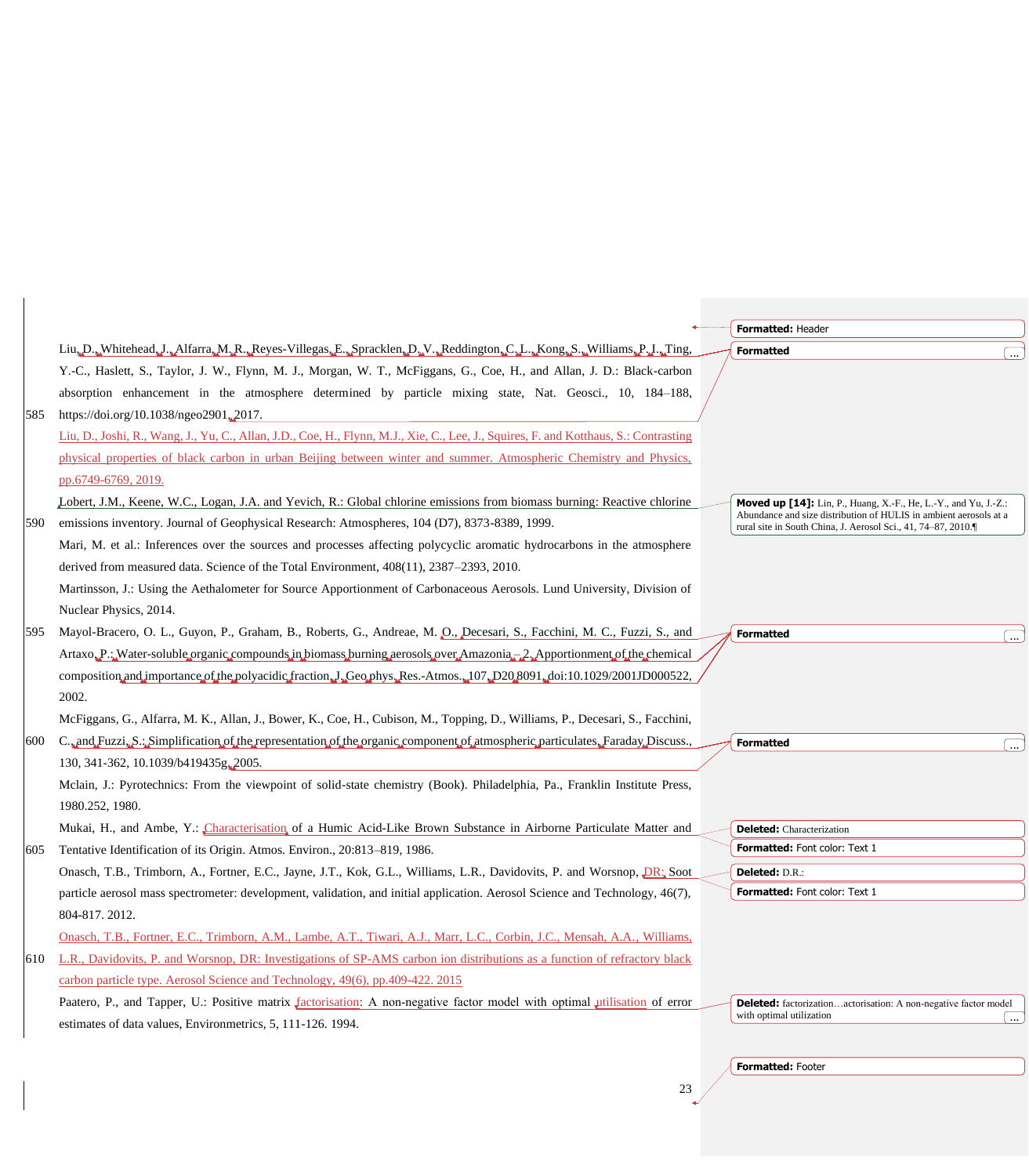Liu, D., Whitehead, J., Alfarra, M. R., Reyes-Villegas, E., Spracklen, D. V., Reddington, C. L., Kong, S., Williams, P. I., Ting, Y.-C., Haslett, S., Taylor, J. W., Flynn, M. J., Morgan, W. T., McFiggans, G., Coe, H., and Allan, J. D.: Black-carbon absorption enhancement in the atmosphere determined by particle mixing state, Nat. Geosci., 10, 184–188, https://doi.org/10.1038/ngeo2901, 2017.

Liu, D., Joshi, R., Wang, J., Yu, C., Allan, J.D., Coe, H., Flynn, M.J., Xie, C., Lee, J., Squires, F. and Kotthaus, S.: Contrasting physical properties of black carbon in urban Beijing between winter and summer. Atmospheric Chemistry and Physics, pp.6749-6769, 2019.

Lobert, J.M., Keene, W.C., Logan, J.A. and Yevich, R.: Global chlorine emissions from biomass burning: Reactive chlorine emissions inventory. Journal of Geophysical Research: Atmospheres, 104 (D7), 8373-8389, 1999.

Mari, M. et al.: Inferences over the sources and processes affecting polycyclic aromatic hydrocarbons in the atmosphere derived from measured data. Science of the Total Environment, 408(11), 2387–2393, 2010.

Martinsson, J.: Using the Aethalometer for Source Apportionment of Carbonaceous Aerosols. Lund University, Division of Nuclear Physics, 2014.

Mayol-Bracero, O. L., Guyon, P., Graham, B., Roberts, G., Andreae, M. O., Decesari, S., Facchini, M. C., Fuzzi, S., and Artaxo, P.: Water-soluble organic compounds in biomass burning aerosols over Amazonia – 2. Apportionment of the chemical composition and importance of the polyacidic fraction, J. Geophys. Res.-Atmos., 107, D20 8091, doi:10.1029/2001JD000522, 2002.

McFiggans, G., Alfarra, M. K., Allan, J., Bower, K., Coe, H., Cubison, M., Topping, D., Williams, P., Decesari, S., Facchini, C., and Fuzzi, S.: Simplification of the representation of the organic component of atmospheric particulates, Faraday Discuss., 130, 341-362, 10.1039/b419435g, 2005.

Mclain, J.: Pyrotechnics: From the viewpoint of solid-state chemistry (Book). Philadelphia, Pa., Franklin Institute Press, 1980.252, 1980.

Mukai, H., and Ambe, Y.: Characterisation of a Humic Acid-Like Brown Substance in Airborne Particulate Matter and Tentative Identification of its Origin. Atmos. Environ., 20:813–819, 1986.

Onasch, T.B., Trimborn, A., Fortner, E.C., Jayne, J.T., Kok, G.L., Williams, L.R., Davidovits, P. and Worsnop, DR: Soot particle aerosol mass spectrometer: development, validation, and initial application. Aerosol Science and Technology, 46(7), 804-817. 2012.

Onasch, T.B., Fortner, E.C., Trimborn, A.M., Lambe, A.T., Tiwari, A.J., Marr, L.C., Corbin, J.C., Mensah, A.A., Williams, L.R., Davidovits, P. and Worsnop, DR: Investigations of SP-AMS carbon ion distributions as a function of refractory black carbon particle type. Aerosol Science and Technology, 49(6), pp.409-422. 2015

Paatero, P., and Tapper, U.: Positive matrix factorisation: A non-negative factor model with optimal utilisation of error estimates of data values, Environmetrics, 5, 111-126. 1994.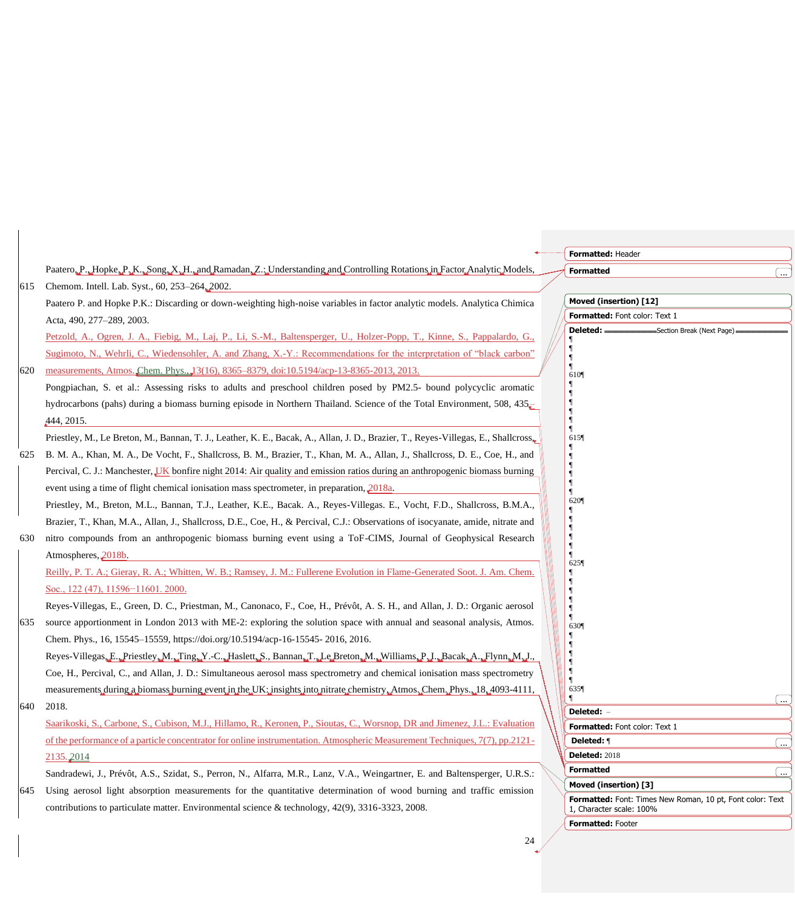Paatero, P., Hopke, P. K., Song, X. H., and Ramadan, Z.: Understanding and Controlling Rotations in Factor Analytic Models, Chemom. Intell. Lab. Syst., 60, 253–264, 2002.

Paatero P. and Hopke P.K.: Discarding or down-weighting high-noise variables in factor analytic models. Analytica Chimica Acta, 490, 277–289, 2003.

Petzold, A., Ogren, J. A., Fiebig, M., Laj, P., Li, S.-M., Baltensperger, U., Holzer-Popp, T., Kinne, S., Pappalardo, G., Sugimoto, N., Wehrli, C., Wiedensohler, A. and Zhang, X.-Y.: Recommendations for the interpretation of "black carbon" measurements, Atmos. Chem. Phys., 13(16), 8365–8379, doi:10.5194/acp-13-8365-2013, 2013.

Pongpiachan, S. et al.: Assessing risks to adults and preschool children posed by PM2.5- bound polycyclic aromatic hydrocarbons (pahs) during a biomass burning episode in Northern Thailand. Science of the Total Environment, 508, 435–444, 2015.

Priestley, M., Le Breton, M., Bannan, T. J., Leather, K. E., Bacak, A., Allan, J. D., Brazier, T., Reyes-Villegas, E., Shallcross, B. M. A., Khan, M. A., De Vocht, F., Shallcross, B. M., Brazier, T., Khan, M. A., Allan, J., Shallcross, D. E., Coe, H., and Percival, C. J.: Manchester, UK bonfire night 2014: Air quality and emission ratios during an anthropogenic biomass burning event using a time of flight chemical ionisation mass spectrometer, in preparation, 2018a.

Priestley, M., Breton, M.L., Bannan, T.J., Leather, K.E., Bacak. A., Reyes-Villegas. E., Vocht, F.D., Shallcross, B.M.A., Brazier, T., Khan, M.A., Allan, J., Shallcross, D.E., Coe, H., & Percival, C.J.: Observations of isocyanate, amide, nitrate and nitro compounds from an anthropogenic biomass burning event using a ToF-CIMS, Journal of Geophysical Research Atmospheres, 2018b.

Reilly, P. T. A.; Gieray, R. A.; Whitten, W. B.; Ramsey, J. M.: Fullerene Evolution in Flame-Generated Soot. J. Am. Chem. Soc., 122 (47), 11596−11601. 2000.

Reyes-Villegas, E., Green, D. C., Priestman, M., Canonaco, F., Coe, H., Prévôt, A. S. H., and Allan, J. D.: Organic aerosol source apportionment in London 2013 with ME-2: exploring the solution space with annual and seasonal analysis, Atmos. Chem. Phys., 16, 15545–15559, https://doi.org/10.5194/acp-16-15545- 2016, 2016.

Reyes-Villegas, E., Priestley, M., Ting, Y.-C., Haslett, S., Bannan, T., Le Breton, M., Williams, P. I., Bacak, A., Flynn, M. J., Coe, H., Percival, C., and Allan, J. D.: Simultaneous aerosol mass spectrometry and chemical ionisation mass spectrometry measurements during a biomass burning event in the UK: insights into nitrate chemistry, Atmos. Chem. Phys., 18, 4093-4111, 2018.

Saarikoski, S., Carbone, S., Cubison, M.J., Hillamo, R., Keronen, P., Sioutas, C., Worsnop, DR and Jimenez, J.L.: Evaluation of the performance of a particle concentrator for online instrumentation. Atmospheric Measurement Techniques, 7(7), pp.2121-2135. 2014

Sandradewi, J., Prévôt, A.S., Szidat, S., Perron, N., Alfarra, M.R., Lanz, V.A., Weingartner, E. and Baltensperger, U.R.S.: Using aerosol light absorption measurements for the quantitative determination of wood burning and traffic emission contributions to particulate matter. Environmental science & technology, 42(9), 3316-3323, 2008.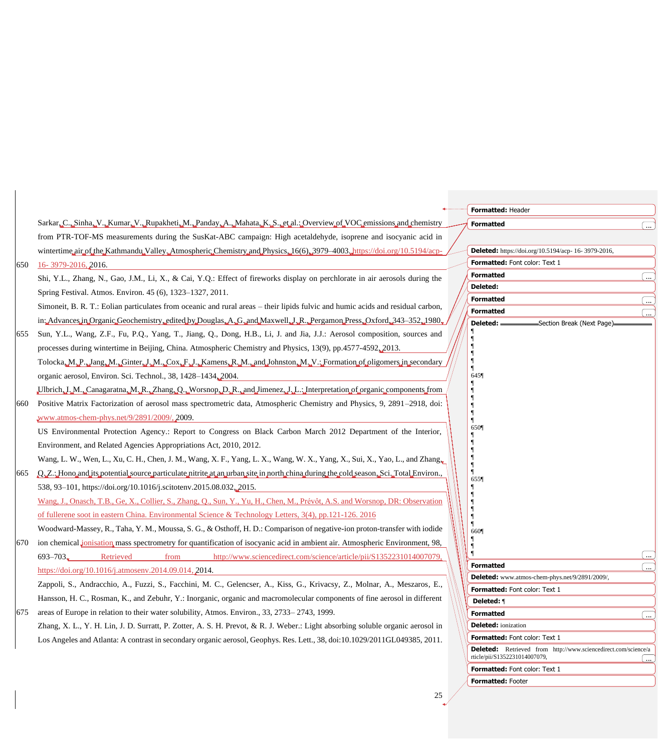Sarkar, C., Sinha, V., Kumar, V., Rupakheti, M., Panday, A., Mahata, K. S., et al.: Overview of VOC emissions and chemistry from PTR-TOF-MS measurements during the SusKat-ABC campaign: High acetaldehyde, isoprene and isocyanic acid in wintertime air of the Kathmandu Valley, Atmospheric Chemistry and Physics, 16(6), 3979–4003, https://doi.org/10.5194/acp-16- 3979-2016, 2016.

Shi, Y.L., Zhang, N., Gao, J.M., Li, X., & Cai, Y.Q.: Effect of fireworks display on perchlorate in air aerosols during the Spring Festival. Atmos. Environ. 45 (6), 1323–1327, 2011.

Simoneit, B. R. T.: Eolian particulates from oceanic and rural areas – their lipids fulvic and humic acids and residual carbon, in: Advances in Organic Geochemistry, edited by Douglas, A. G. and Maxwell, J. R., Pergamon Press, Oxford, 343–352, 1980.

Sun, Y.L., Wang, Z.F., Fu, P.Q., Yang, T., Jiang, Q., Dong, H.B., Li, J. and Jia, J.J.: Aerosol composition, sources and processes during wintertime in Beijing, China. Atmospheric Chemistry and Physics, 13(9), pp.4577-4592, 2013.

Tolocka, M. P., Jang, M., Ginter, J. M., Cox, F. J., Kamens, R. M., and Johnston, M. V.: Formation of oligomers in secondary organic aerosol, Environ. Sci. Technol., 38, 1428–1434, 2004.

Ulbrich, I. M., Canagaratna, M. R., Zhang, Q., Worsnop, D. R., and Jimenez, J. L.: Interpretation of organic components from Positive Matrix Factorization of aerosol mass spectrometric data, Atmospheric Chemistry and Physics, 9, 2891–2918, doi: www.atmos-chem-phys.net/9/2891/2009/, 2009.

US Environmental Protection Agency.: Report to Congress on Black Carbon March 2012 Department of the Interior, Environment, and Related Agencies Appropriations Act, 2010, 2012.

Wang, L. W., Wen, L., Xu, C. H., Chen, J. M., Wang, X. F., Yang, L. X., Wang, W. X., Yang, X., Sui, X., Yao, L., and Zhang, Q. Z.: Hono and its potential source particulate nitrite at an urban site in north china during the cold season, Sci. Total Environ., 538, 93–101, https://doi.org/10.1016/j.scitotenv.2015.08.032, 2015.

Wang, J., Onasch, T.B., Ge, X., Collier, S., Zhang, Q., Sun, Y., Yu, H., Chen, M., Prévôt, A.S. and Worsnop, DR: Observation of fullerene soot in eastern China. Environmental Science & Technology Letters, 3(4), pp.121-126. 2016

Woodward-Massey, R., Taha, Y. M., Moussa, S. G., & Osthoff, H. D.: Comparison of negative-ion proton-transfer with iodide ion chemical ionisation mass spectrometry for quantification of isocyanic acid in ambient air. Atmospheric Environment, 98, 693–703, Retrieved from http://www.sciencedirect.com/science/article/pii/S1352231014007079, https://doi.org/10.1016/j.atmosenv.2014.09.014, 2014.

Zappoli, S., Andracchio, A., Fuzzi, S., Facchini, M. C., Gelencser, A., Kiss, G., Krivacsy, Z., Molnar, A., Meszaros, E., Hansson, H. C., Rosman, K., and Zebuhr, Y.: Inorganic, organic and macromolecular components of fine aerosol in different areas of Europe in relation to their water solubility, Atmos. Environ., 33, 2733– 2743, 1999.

Zhang, X. L., Y. H. Lin, J. D. Surratt, P. Zotter, A. S. H. Prevot, & R. J. Weber.: Light absorbing soluble organic aerosol in Los Angeles and Atlanta: A contrast in secondary organic aerosol, Geophys. Res. Lett., 38, doi:10.1029/2011GL049385, 2011.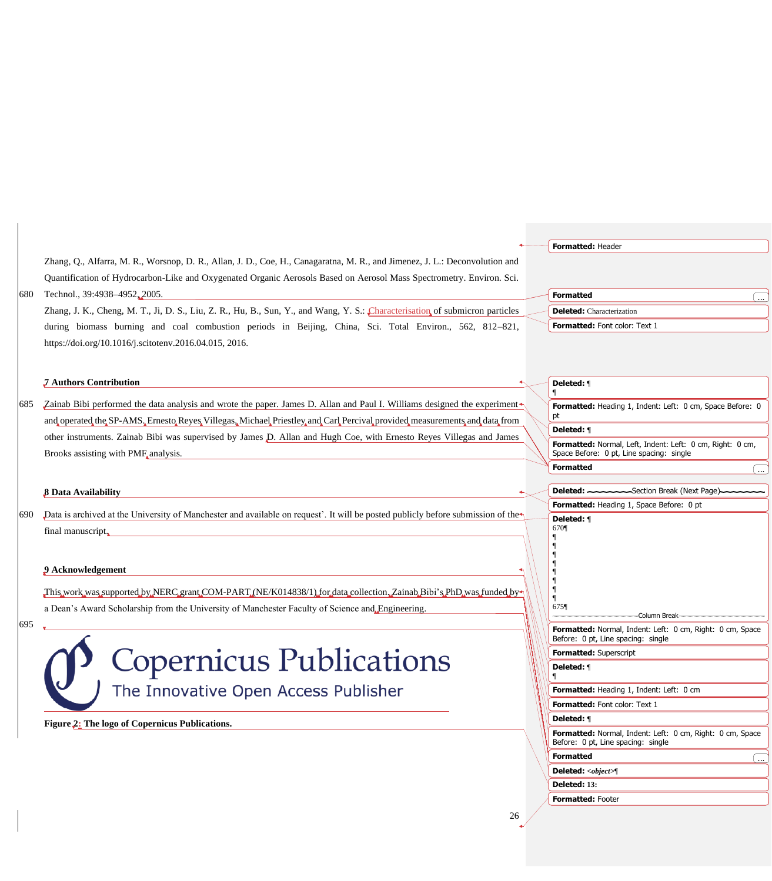Zhang, Q., Alfarra, M. R., Worsnop, D. R., Allan, J. D., Coe, H., Canagaratna, M. R., and Jimenez, J. L.: Deconvolution and Quantification of Hydrocarbon-Like and Oxygenated Organic Aerosols Based on Aerosol Mass Spectrometry. Environ. Sci. Technol., 39:4938–4952, 2005.

Zhang, J. K., Cheng, M. T., Ji, D. S., Liu, Z. R., Hu, B., Sun, Y., and Wang, Y. S.: Characterisation of submicron particles during biomass burning and coal combustion periods in Beijing, China, Sci. Total Environ., 562, 812–821, https://doi.org/10.1016/j.scitotenv.2016.04.015, 2016.

# 7 Authors Contribution

Zainab Bibi performed the data analysis and wrote the paper. James D. Allan and Paul I. Williams designed the experiment and operated the SP-AMS. Ernesto Reyes Villegas, Michael Priestley and Carl Percival provided measurements and data from other instruments. Zainab Bibi was supervised by James D. Allan and Hugh Coe, with Ernesto Reyes Villegas and James Brooks assisting with PMF analysis.

# 8 Data Availability

Data is archived at the University of Manchester and available on request'. It will be posted publicly before submission of the final manuscript.

# 9 Acknowledgement

This work was supported by NERC grant COM-PART (NE/K014838/1) for data collection. Zainab Bibi's PhD was funded by a Dean's Award Scholarship from the University of Manchester Faculty of Science and Engineering.

Copernicus Publications
The Innovative Open Access Publisher

**Figure 2: The logo of Copernicus Publications.**